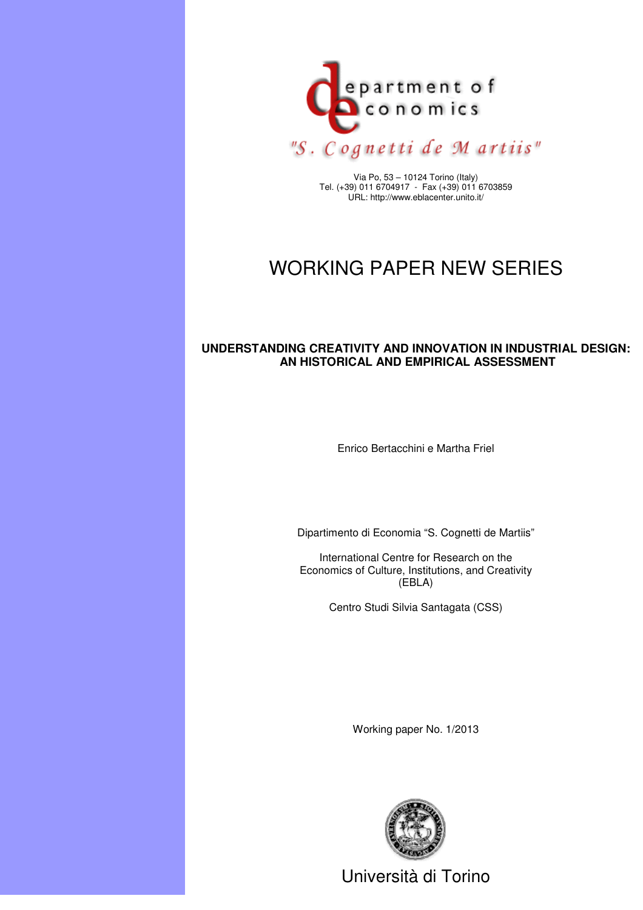department of economics

"S. Cognetti de Martiis"

Via Po, 53 – 10124 Torino (Italy)
Tel. (+39) 011 6704917 - Fax (+39) 011 6703859
URL: http://www.eblacenter.unito.it/

# WORKING PAPER NEW SERIES

## UNDERSTANDING CREATIVITY AND INNOVATION IN INDUSTRIAL DESIGN: AN HISTORICAL AND EMPIRICAL ASSESSMENT

Enrico Bertacchini e Martha Friel

Dipartimento di Economia "S. Cognetti de Martiis"

International Centre for Research on the Economics of Culture, Institutions, and Creativity (EBLA)

Centro Studi Silvia Santagata (CSS)

Working paper No. 1/2013

Università di Torino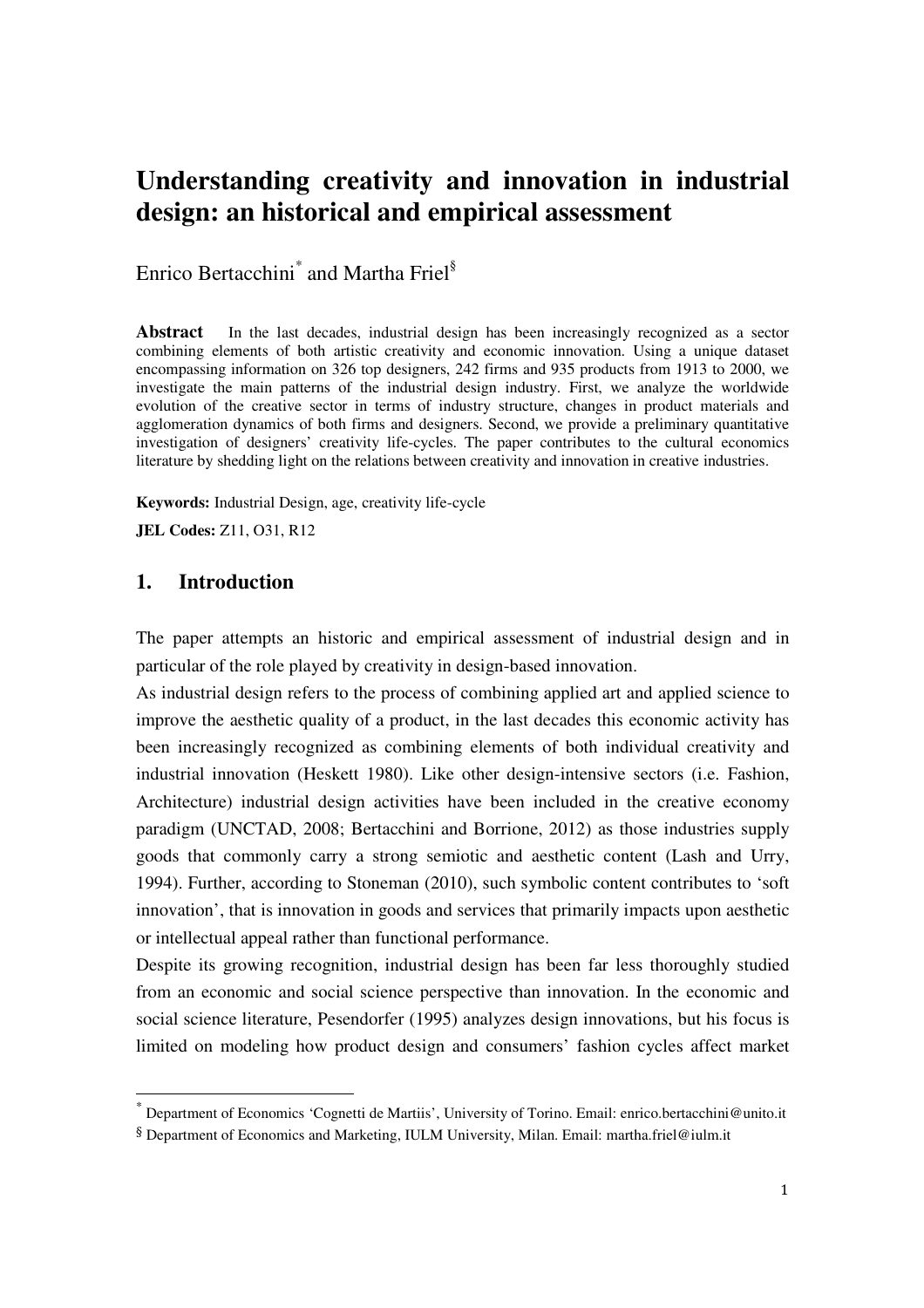# Understanding creativity and innovation in industrial design: an historical and empirical assessment

Enrico Bertacchini[*] and Martha Friel[§]

**Abstract** In the last decades, industrial design has been increasingly recognized as a sector combining elements of both artistic creativity and economic innovation. Using a unique dataset encompassing information on 326 top designers, 242 firms and 935 products from 1913 to 2000, we investigate the main patterns of the industrial design industry. First, we analyze the worldwide evolution of the creative sector in terms of industry structure, changes in product materials and agglomeration dynamics of both firms and designers. Second, we provide a preliminary quantitative investigation of designers' creativity life-cycles. The paper contributes to the cultural economics literature by shedding light on the relations between creativity and innovation in creative industries.

**Keywords:** Industrial Design, age, creativity life-cycle

**JEL Codes:** Z11, O31, R12

## 1. Introduction

The paper attempts an historic and empirical assessment of industrial design and in particular of the role played by creativity in design-based innovation.

As industrial design refers to the process of combining applied art and applied science to improve the aesthetic quality of a product, in the last decades this economic activity has been increasingly recognized as combining elements of both individual creativity and industrial innovation (Heskett 1980). Like other design-intensive sectors (i.e. Fashion, Architecture) industrial design activities have been included in the creative economy paradigm (UNCTAD, 2008; Bertacchini and Borrione, 2012) as those industries supply goods that commonly carry a strong semiotic and aesthetic content (Lash and Urry, 1994). Further, according to Stoneman (2010), such symbolic content contributes to 'soft innovation', that is innovation in goods and services that primarily impacts upon aesthetic or intellectual appeal rather than functional performance.

Despite its growing recognition, industrial design has been far less thoroughly studied from an economic and social science perspective than innovation. In the economic and social science literature, Pesendorfer (1995) analyzes design innovations, but his focus is limited on modeling how product design and consumers' fashion cycles affect market

[*] Department of Economics 'Cognetti de Martiis', University of Torino. Email: enrico.bertacchini@unito.it

[§] Department of Economics and Marketing, IULM University, Milan. Email: martha.friel@iulm.it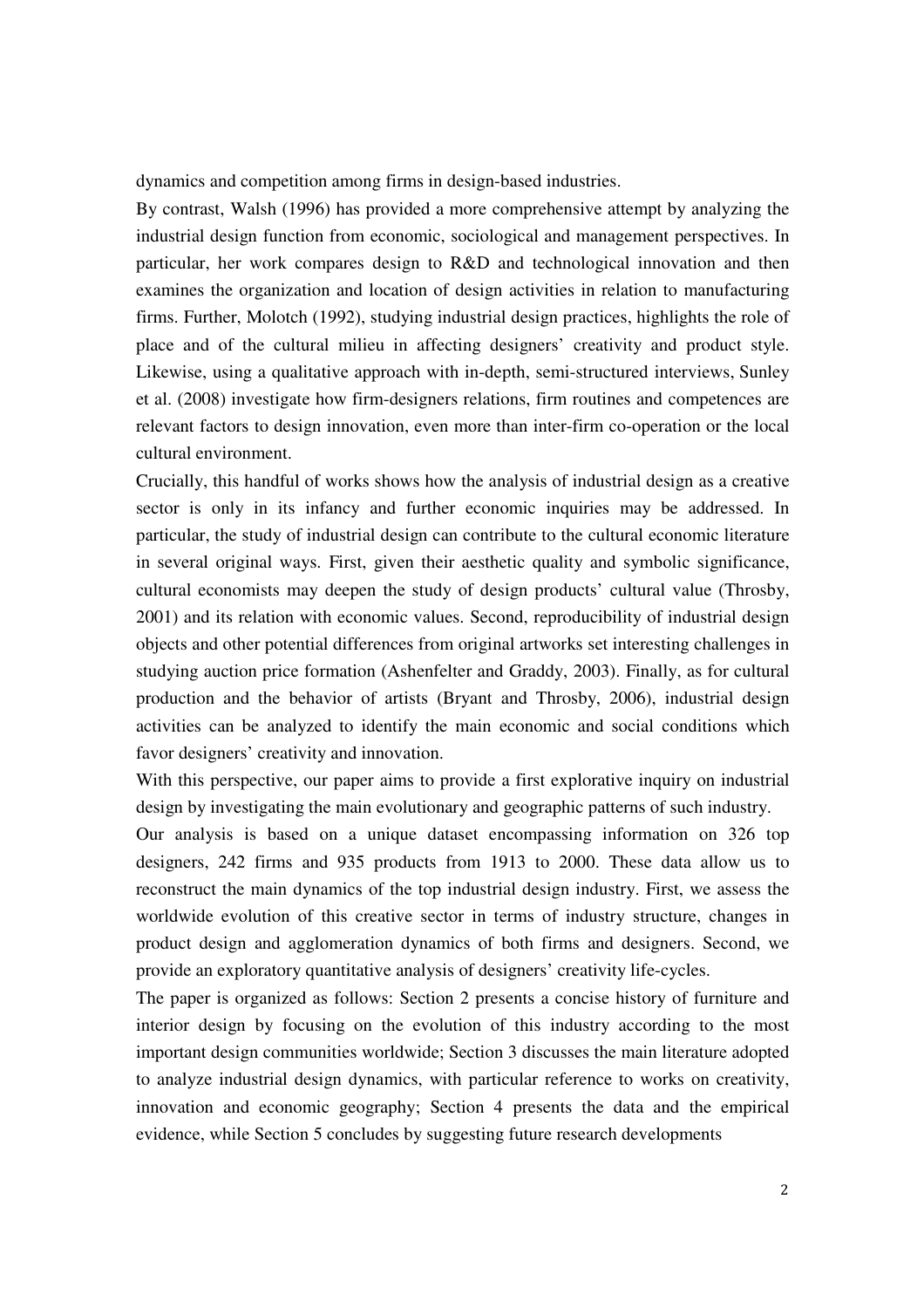dynamics and competition among firms in design-based industries.

By contrast, Walsh (1996) has provided a more comprehensive attempt by analyzing the industrial design function from economic, sociological and management perspectives. In particular, her work compares design to R&D and technological innovation and then examines the organization and location of design activities in relation to manufacturing firms. Further, Molotch (1992), studying industrial design practices, highlights the role of place and of the cultural milieu in affecting designers' creativity and product style. Likewise, using a qualitative approach with in-depth, semi-structured interviews, Sunley et al. (2008) investigate how firm-designers relations, firm routines and competences are relevant factors to design innovation, even more than inter-firm co-operation or the local cultural environment.

Crucially, this handful of works shows how the analysis of industrial design as a creative sector is only in its infancy and further economic inquiries may be addressed. In particular, the study of industrial design can contribute to the cultural economic literature in several original ways. First, given their aesthetic quality and symbolic significance, cultural economists may deepen the study of design products' cultural value (Throsby, 2001) and its relation with economic values. Second, reproducibility of industrial design objects and other potential differences from original artworks set interesting challenges in studying auction price formation (Ashenfelter and Graddy, 2003). Finally, as for cultural production and the behavior of artists (Bryant and Throsby, 2006), industrial design activities can be analyzed to identify the main economic and social conditions which favor designers' creativity and innovation.

With this perspective, our paper aims to provide a first explorative inquiry on industrial design by investigating the main evolutionary and geographic patterns of such industry.

Our analysis is based on a unique dataset encompassing information on 326 top designers, 242 firms and 935 products from 1913 to 2000. These data allow us to reconstruct the main dynamics of the top industrial design industry. First, we assess the worldwide evolution of this creative sector in terms of industry structure, changes in product design and agglomeration dynamics of both firms and designers. Second, we provide an exploratory quantitative analysis of designers' creativity life-cycles.

The paper is organized as follows: Section 2 presents a concise history of furniture and interior design by focusing on the evolution of this industry according to the most important design communities worldwide; Section 3 discusses the main literature adopted to analyze industrial design dynamics, with particular reference to works on creativity, innovation and economic geography; Section 4 presents the data and the empirical evidence, while Section 5 concludes by suggesting future research developments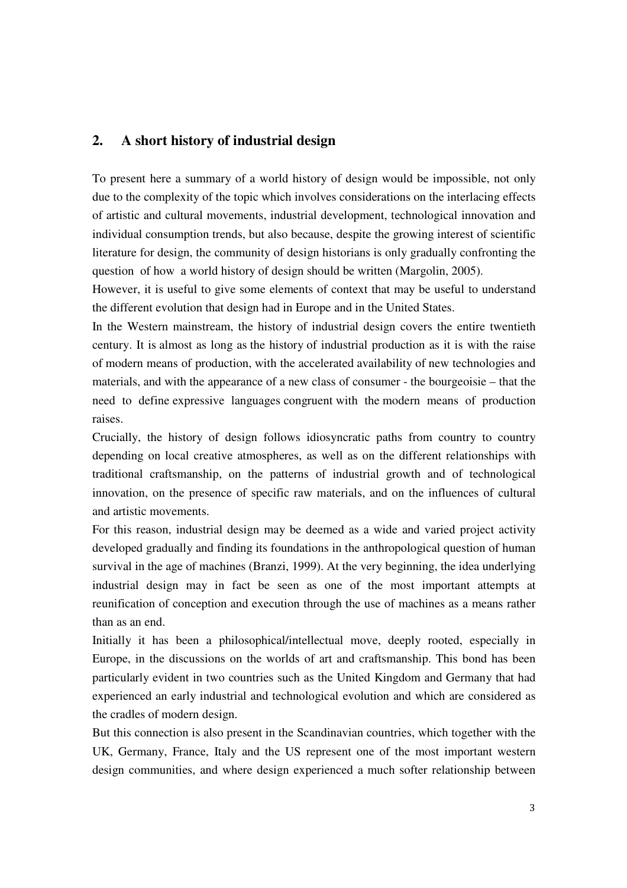## 2. A short history of industrial design

To present here a summary of a world history of design would be impossible, not only due to the complexity of the topic which involves considerations on the interlacing effects of artistic and cultural movements, industrial development, technological innovation and individual consumption trends, but also because, despite the growing interest of scientific literature for design, the community of design historians is only gradually confronting the question of how a world history of design should be written (Margolin, 2005).

However, it is useful to give some elements of context that may be useful to understand the different evolution that design had in Europe and in the United States.

In the Western mainstream, the history of industrial design covers the entire twentieth century. It is almost as long as the history of industrial production as it is with the raise of modern means of production, with the accelerated availability of new technologies and materials, and with the appearance of a new class of consumer - the bourgeoisie – that the need to define expressive languages congruent with the modern means of production raises.

Crucially, the history of design follows idiosyncratic paths from country to country depending on local creative atmospheres, as well as on the different relationships with traditional craftsmanship, on the patterns of industrial growth and of technological innovation, on the presence of specific raw materials, and on the influences of cultural and artistic movements.

For this reason, industrial design may be deemed as a wide and varied project activity developed gradually and finding its foundations in the anthropological question of human survival in the age of machines (Branzi, 1999). At the very beginning, the idea underlying industrial design may in fact be seen as one of the most important attempts at reunification of conception and execution through the use of machines as a means rather than as an end.

Initially it has been a philosophical/intellectual move, deeply rooted, especially in Europe, in the discussions on the worlds of art and craftsmanship. This bond has been particularly evident in two countries such as the United Kingdom and Germany that had experienced an early industrial and technological evolution and which are considered as the cradles of modern design.

But this connection is also present in the Scandinavian countries, which together with the UK, Germany, France, Italy and the US represent one of the most important western design communities, and where design experienced a much softer relationship between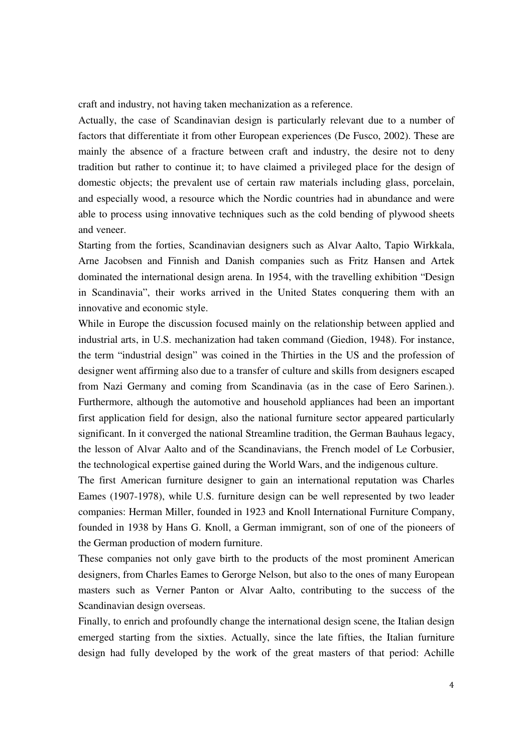craft and industry, not having taken mechanization as a reference.

Actually, the case of Scandinavian design is particularly relevant due to a number of factors that differentiate it from other European experiences (De Fusco, 2002). These are mainly the absence of a fracture between craft and industry, the desire not to deny tradition but rather to continue it; to have claimed a privileged place for the design of domestic objects; the prevalent use of certain raw materials including glass, porcelain, and especially wood, a resource which the Nordic countries had in abundance and were able to process using innovative techniques such as the cold bending of plywood sheets and veneer.

Starting from the forties, Scandinavian designers such as Alvar Aalto, Tapio Wirkkala, Arne Jacobsen and Finnish and Danish companies such as Fritz Hansen and Artek dominated the international design arena. In 1954, with the travelling exhibition "Design in Scandinavia", their works arrived in the United States conquering them with an innovative and economic style.

While in Europe the discussion focused mainly on the relationship between applied and industrial arts, in U.S. mechanization had taken command (Giedion, 1948). For instance, the term "industrial design" was coined in the Thirties in the US and the profession of designer went affirming also due to a transfer of culture and skills from designers escaped from Nazi Germany and coming from Scandinavia (as in the case of Eero Sarinen.). Furthermore, although the automotive and household appliances had been an important first application field for design, also the national furniture sector appeared particularly significant. In it converged the national Streamline tradition, the German Bauhaus legacy, the lesson of Alvar Aalto and of the Scandinavians, the French model of Le Corbusier, the technological expertise gained during the World Wars, and the indigenous culture.

The first American furniture designer to gain an international reputation was Charles Eames (1907-1978), while U.S. furniture design can be well represented by two leader companies: Herman Miller, founded in 1923 and Knoll International Furniture Company, founded in 1938 by Hans G. Knoll, a German immigrant, son of one of the pioneers of the German production of modern furniture.

These companies not only gave birth to the products of the most prominent American designers, from Charles Eames to Gerorge Nelson, but also to the ones of many European masters such as Verner Panton or Alvar Aalto, contributing to the success of the Scandinavian design overseas.

Finally, to enrich and profoundly change the international design scene, the Italian design emerged starting from the sixties. Actually, since the late fifties, the Italian furniture design had fully developed by the work of the great masters of that period: Achille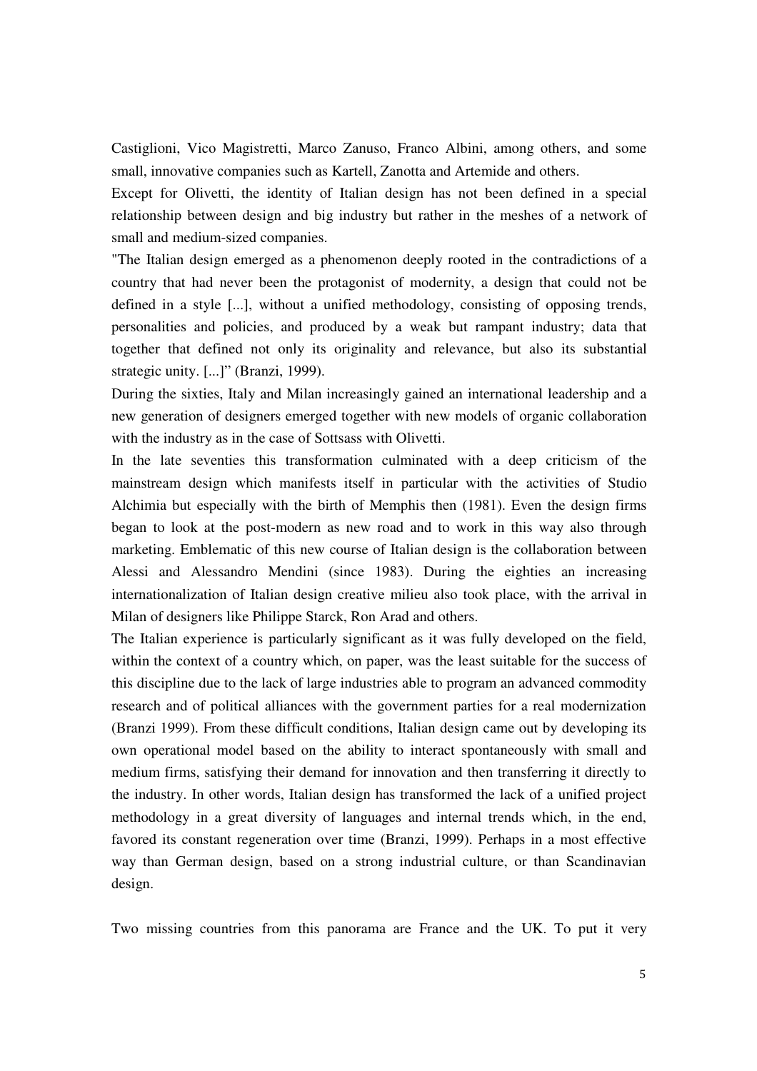Castiglioni, Vico Magistretti, Marco Zanuso, Franco Albini, among others, and some small, innovative companies such as Kartell, Zanotta and Artemide and others.

Except for Olivetti, the identity of Italian design has not been defined in a special relationship between design and big industry but rather in the meshes of a network of small and medium-sized companies.

"The Italian design emerged as a phenomenon deeply rooted in the contradictions of a country that had never been the protagonist of modernity, a design that could not be defined in a style [...], without a unified methodology, consisting of opposing trends, personalities and policies, and produced by a weak but rampant industry; data that together that defined not only its originality and relevance, but also its substantial strategic unity. [...]" (Branzi, 1999).

During the sixties, Italy and Milan increasingly gained an international leadership and a new generation of designers emerged together with new models of organic collaboration with the industry as in the case of Sottsass with Olivetti.

In the late seventies this transformation culminated with a deep criticism of the mainstream design which manifests itself in particular with the activities of Studio Alchimia but especially with the birth of Memphis then (1981). Even the design firms began to look at the post-modern as new road and to work in this way also through marketing. Emblematic of this new course of Italian design is the collaboration between Alessi and Alessandro Mendini (since 1983). During the eighties an increasing internationalization of Italian design creative milieu also took place, with the arrival in Milan of designers like Philippe Starck, Ron Arad and others.

The Italian experience is particularly significant as it was fully developed on the field, within the context of a country which, on paper, was the least suitable for the success of this discipline due to the lack of large industries able to program an advanced commodity research and of political alliances with the government parties for a real modernization (Branzi 1999). From these difficult conditions, Italian design came out by developing its own operational model based on the ability to interact spontaneously with small and medium firms, satisfying their demand for innovation and then transferring it directly to the industry. In other words, Italian design has transformed the lack of a unified project methodology in a great diversity of languages and internal trends which, in the end, favored its constant regeneration over time (Branzi, 1999). Perhaps in a most effective way than German design, based on a strong industrial culture, or than Scandinavian design.

Two missing countries from this panorama are France and the UK. To put it very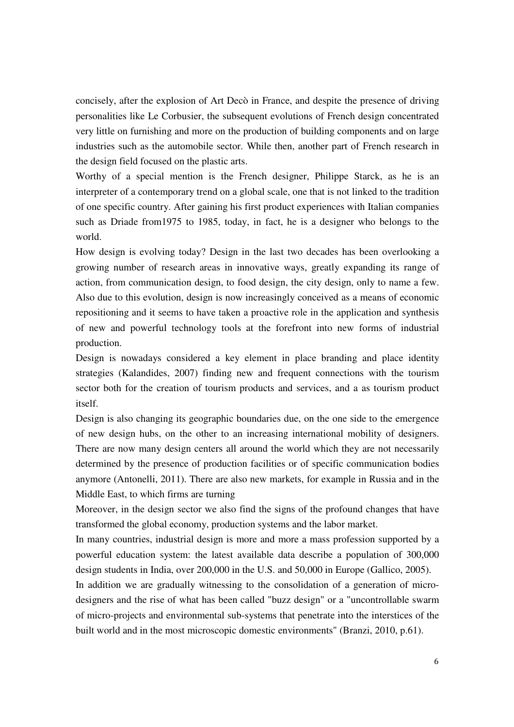concisely, after the explosion of Art Decò in France, and despite the presence of driving personalities like Le Corbusier, the subsequent evolutions of French design concentrated very little on furnishing and more on the production of building components and on large industries such as the automobile sector. While then, another part of French research in the design field focused on the plastic arts.

Worthy of a special mention is the French designer, Philippe Starck, as he is an interpreter of a contemporary trend on a global scale, one that is not linked to the tradition of one specific country. After gaining his first product experiences with Italian companies such as Driade from1975 to 1985, today, in fact, he is a designer who belongs to the world.

How design is evolving today? Design in the last two decades has been overlooking a growing number of research areas in innovative ways, greatly expanding its range of action, from communication design, to food design, the city design, only to name a few. Also due to this evolution, design is now increasingly conceived as a means of economic repositioning and it seems to have taken a proactive role in the application and synthesis of new and powerful technology tools at the forefront into new forms of industrial production.

Design is nowadays considered a key element in place branding and place identity strategies (Kalandides, 2007) finding new and frequent connections with the tourism sector both for the creation of tourism products and services, and a as tourism product itself.

Design is also changing its geographic boundaries due, on the one side to the emergence of new design hubs, on the other to an increasing international mobility of designers. There are now many design centers all around the world which they are not necessarily determined by the presence of production facilities or of specific communication bodies anymore (Antonelli, 2011). There are also new markets, for example in Russia and in the Middle East, to which firms are turning

Moreover, in the design sector we also find the signs of the profound changes that have transformed the global economy, production systems and the labor market.

In many countries, industrial design is more and more a mass profession supported by a powerful education system: the latest available data describe a population of 300,000 design students in India, over 200,000 in the U.S. and 50,000 in Europe (Gallico, 2005).

In addition we are gradually witnessing to the consolidation of a generation of micro-designers and the rise of what has been called "buzz design" or a "uncontrollable swarm of micro-projects and environmental sub-systems that penetrate into the interstices of the built world and in the most microscopic domestic environments" (Branzi, 2010, p.61).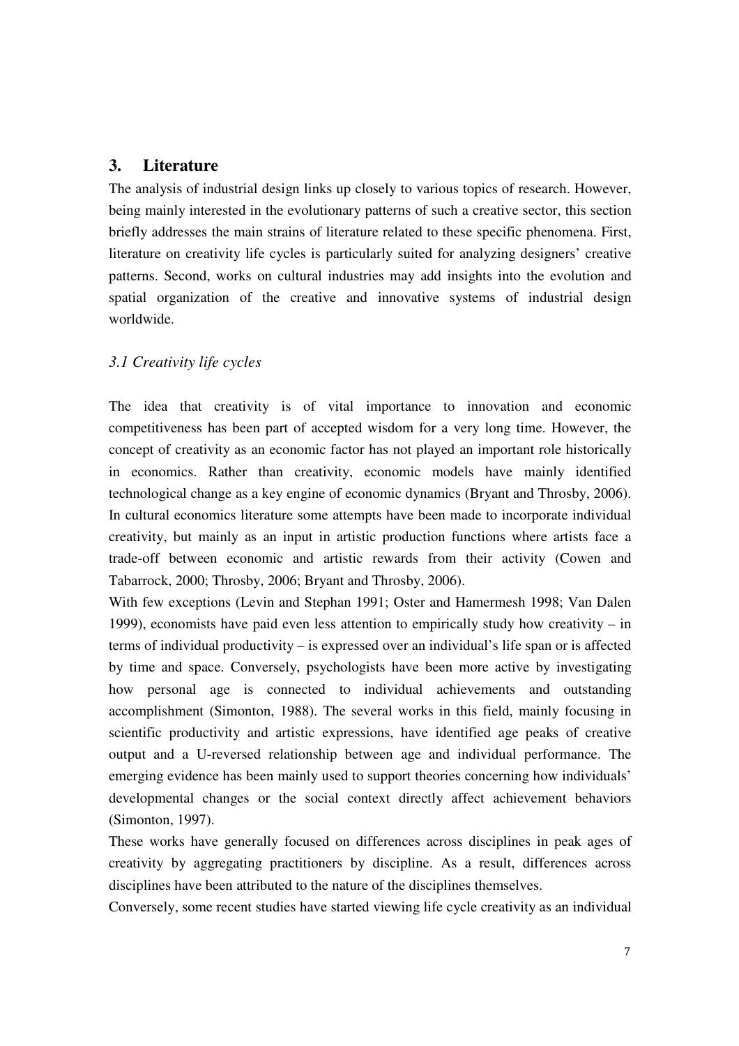## 3. Literature

The analysis of industrial design links up closely to various topics of research. However, being mainly interested in the evolutionary patterns of such a creative sector, this section briefly addresses the main strains of literature related to these specific phenomena. First, literature on creativity life cycles is particularly suited for analyzing designers' creative patterns. Second, works on cultural industries may add insights into the evolution and spatial organization of the creative and innovative systems of industrial design worldwide.

### *3.1 Creativity life cycles*

The idea that creativity is of vital importance to innovation and economic competitiveness has been part of accepted wisdom for a very long time. However, the concept of creativity as an economic factor has not played an important role historically in economics. Rather than creativity, economic models have mainly identified technological change as a key engine of economic dynamics (Bryant and Throsby, 2006). In cultural economics literature some attempts have been made to incorporate individual creativity, but mainly as an input in artistic production functions where artists face a trade-off between economic and artistic rewards from their activity (Cowen and Tabarrock, 2000; Throsby, 2006; Bryant and Throsby, 2006).

With few exceptions (Levin and Stephan 1991; Oster and Hamermesh 1998; Van Dalen 1999), economists have paid even less attention to empirically study how creativity – in terms of individual productivity – is expressed over an individual's life span or is affected by time and space. Conversely, psychologists have been more active by investigating how personal age is connected to individual achievements and outstanding accomplishment (Simonton, 1988). The several works in this field, mainly focusing in scientific productivity and artistic expressions, have identified age peaks of creative output and a U-reversed relationship between age and individual performance. The emerging evidence has been mainly used to support theories concerning how individuals' developmental changes or the social context directly affect achievement behaviors (Simonton, 1997).

These works have generally focused on differences across disciplines in peak ages of creativity by aggregating practitioners by discipline. As a result, differences across disciplines have been attributed to the nature of the disciplines themselves.

Conversely, some recent studies have started viewing life cycle creativity as an individual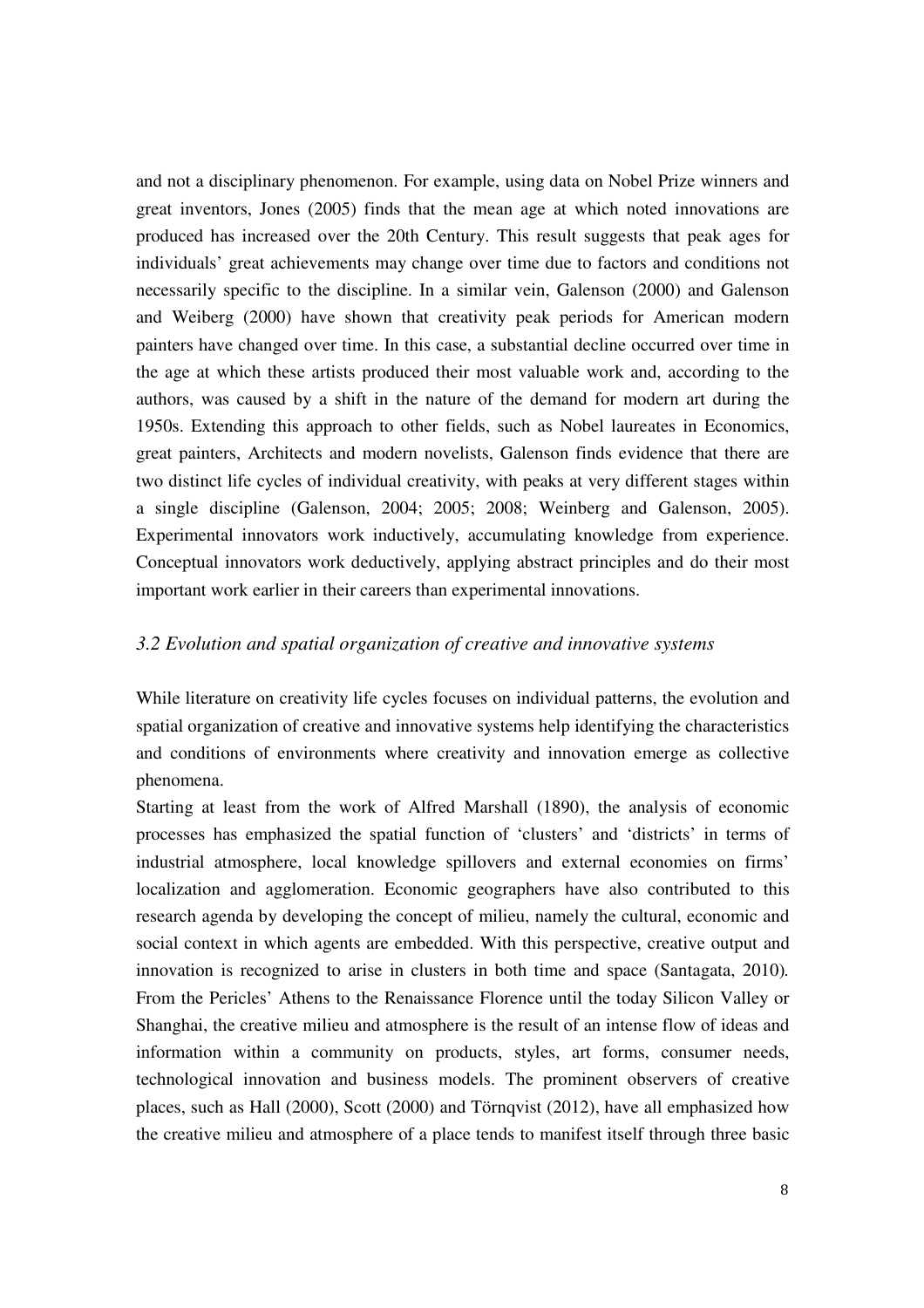and not a disciplinary phenomenon. For example, using data on Nobel Prize winners and great inventors, Jones (2005) finds that the mean age at which noted innovations are produced has increased over the 20th Century. This result suggests that peak ages for individuals' great achievements may change over time due to factors and conditions not necessarily specific to the discipline. In a similar vein, Galenson (2000) and Galenson and Weiberg (2000) have shown that creativity peak periods for American modern painters have changed over time. In this case, a substantial decline occurred over time in the age at which these artists produced their most valuable work and, according to the authors, was caused by a shift in the nature of the demand for modern art during the 1950s. Extending this approach to other fields, such as Nobel laureates in Economics, great painters, Architects and modern novelists, Galenson finds evidence that there are two distinct life cycles of individual creativity, with peaks at very different stages within a single discipline (Galenson, 2004; 2005; 2008; Weinberg and Galenson, 2005). Experimental innovators work inductively, accumulating knowledge from experience. Conceptual innovators work deductively, applying abstract principles and do their most important work earlier in their careers than experimental innovations.

### *3.2 Evolution and spatial organization of creative and innovative systems*

While literature on creativity life cycles focuses on individual patterns, the evolution and spatial organization of creative and innovative systems help identifying the characteristics and conditions of environments where creativity and innovation emerge as collective phenomena.

Starting at least from the work of Alfred Marshall (1890), the analysis of economic processes has emphasized the spatial function of 'clusters' and 'districts' in terms of industrial atmosphere, local knowledge spillovers and external economies on firms' localization and agglomeration. Economic geographers have also contributed to this research agenda by developing the concept of milieu, namely the cultural, economic and social context in which agents are embedded. With this perspective, creative output and innovation is recognized to arise in clusters in both time and space (Santagata, 2010). From the Pericles' Athens to the Renaissance Florence until the today Silicon Valley or Shanghai, the creative milieu and atmosphere is the result of an intense flow of ideas and information within a community on products, styles, art forms, consumer needs, technological innovation and business models. The prominent observers of creative places, such as Hall (2000), Scott (2000) and Törnqvist (2012), have all emphasized how the creative milieu and atmosphere of a place tends to manifest itself through three basic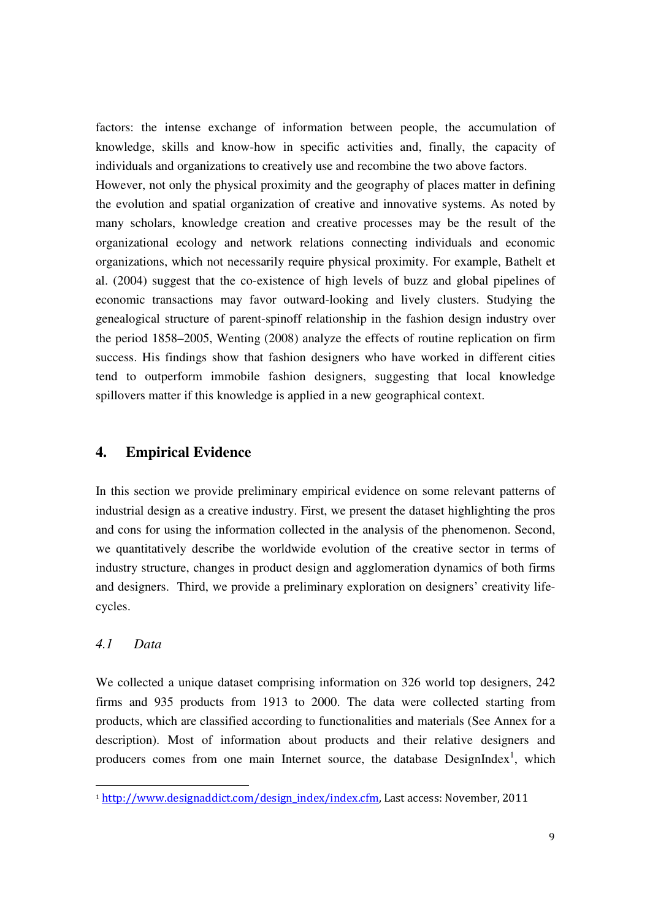factors: the intense exchange of information between people, the accumulation of knowledge, skills and know-how in specific activities and, finally, the capacity of individuals and organizations to creatively use and recombine the two above factors.

However, not only the physical proximity and the geography of places matter in defining the evolution and spatial organization of creative and innovative systems. As noted by many scholars, knowledge creation and creative processes may be the result of the organizational ecology and network relations connecting individuals and economic organizations, which not necessarily require physical proximity. For example, Bathelt et al. (2004) suggest that the co-existence of high levels of buzz and global pipelines of economic transactions may favor outward-looking and lively clusters. Studying the genealogical structure of parent-spinoff relationship in the fashion design industry over the period 1858–2005, Wenting (2008) analyze the effects of routine replication on firm success. His findings show that fashion designers who have worked in different cities tend to outperform immobile fashion designers, suggesting that local knowledge spillovers matter if this knowledge is applied in a new geographical context.

## 4. Empirical Evidence

In this section we provide preliminary empirical evidence on some relevant patterns of industrial design as a creative industry. First, we present the dataset highlighting the pros and cons for using the information collected in the analysis of the phenomenon. Second, we quantitatively describe the worldwide evolution of the creative sector in terms of industry structure, changes in product design and agglomeration dynamics of both firms and designers. Third, we provide a preliminary exploration on designers' creativity life-cycles.

### *4.1 Data*

We collected a unique dataset comprising information on 326 world top designers, 242 firms and 935 products from 1913 to 2000. The data were collected starting from products, which are classified according to functionalities and materials (See Annex for a description). Most of information about products and their relative designers and producers comes from one main Internet source, the database DesignIndex[1], which

[1] http://www.designaddict.com/design_index/index.cfm, Last access: November, 2011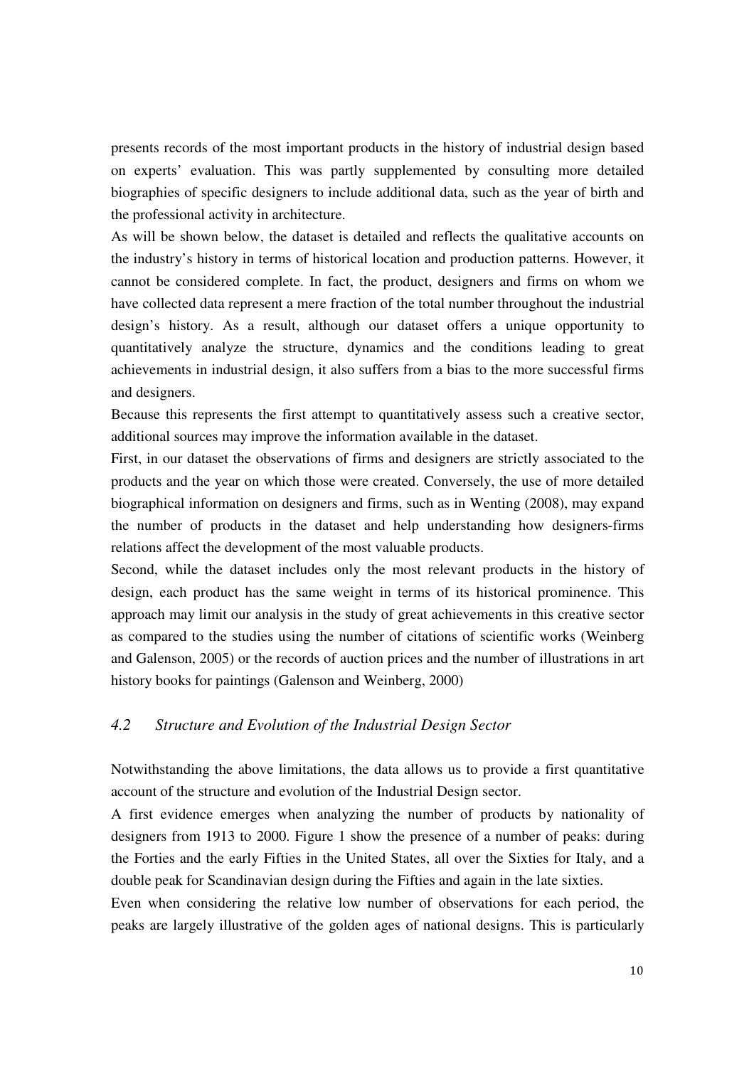presents records of the most important products in the history of industrial design based on experts' evaluation. This was partly supplemented by consulting more detailed biographies of specific designers to include additional data, such as the year of birth and the professional activity in architecture.

As will be shown below, the dataset is detailed and reflects the qualitative accounts on the industry's history in terms of historical location and production patterns. However, it cannot be considered complete. In fact, the product, designers and firms on whom we have collected data represent a mere fraction of the total number throughout the industrial design's history. As a result, although our dataset offers a unique opportunity to quantitatively analyze the structure, dynamics and the conditions leading to great achievements in industrial design, it also suffers from a bias to the more successful firms and designers.

Because this represents the first attempt to quantitatively assess such a creative sector, additional sources may improve the information available in the dataset.

First, in our dataset the observations of firms and designers are strictly associated to the products and the year on which those were created. Conversely, the use of more detailed biographical information on designers and firms, such as in Wenting (2008), may expand the number of products in the dataset and help understanding how designers-firms relations affect the development of the most valuable products.

Second, while the dataset includes only the most relevant products in the history of design, each product has the same weight in terms of its historical prominence. This approach may limit our analysis in the study of great achievements in this creative sector as compared to the studies using the number of citations of scientific works (Weinberg and Galenson, 2005) or the records of auction prices and the number of illustrations in art history books for paintings (Galenson and Weinberg, 2000)

## *4.2 Structure and Evolution of the Industrial Design Sector*

Notwithstanding the above limitations, the data allows us to provide a first quantitative account of the structure and evolution of the Industrial Design sector.

A first evidence emerges when analyzing the number of products by nationality of designers from 1913 to 2000. Figure 1 show the presence of a number of peaks: during the Forties and the early Fifties in the United States, all over the Sixties for Italy, and a double peak for Scandinavian design during the Fifties and again in the late sixties.

Even when considering the relative low number of observations for each period, the peaks are largely illustrative of the golden ages of national designs. This is particularly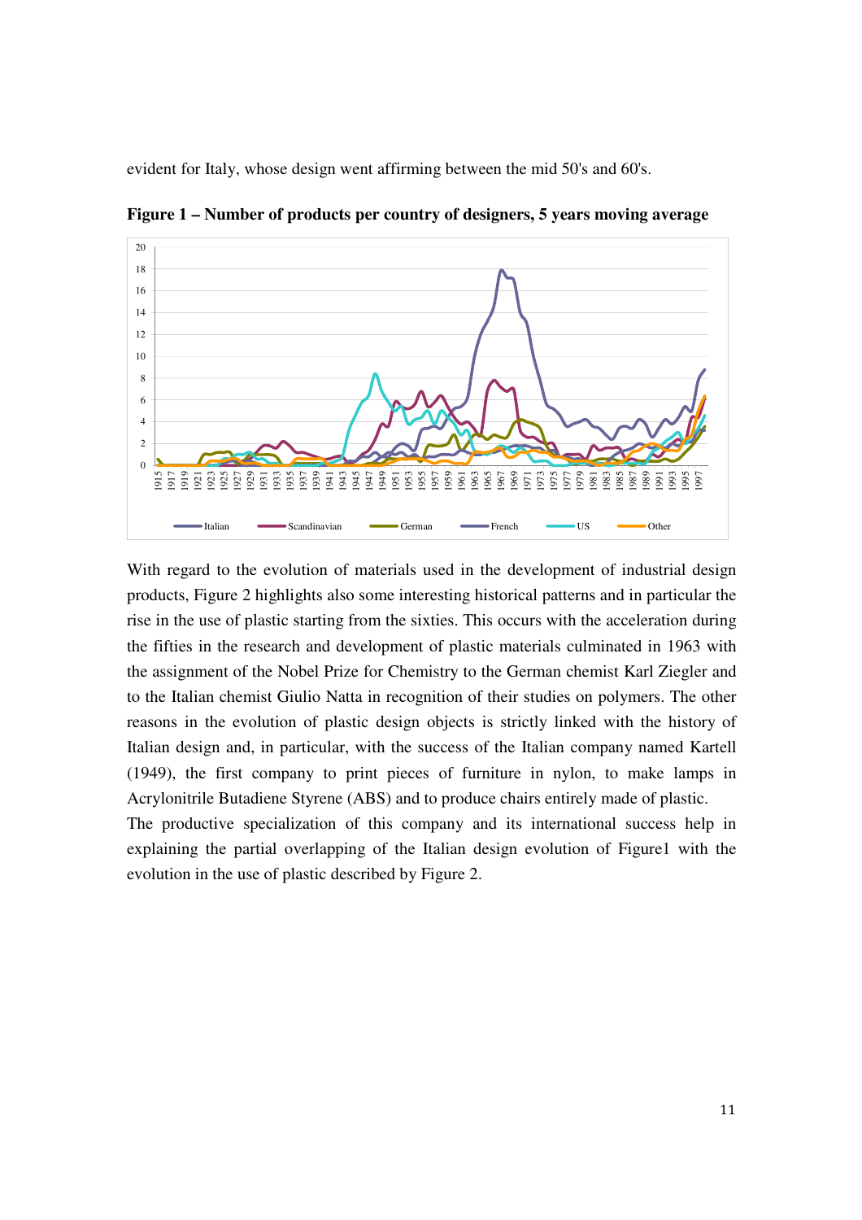evident for Italy, whose design went affirming between the mid 50's and 60's.

**Figure 1 – Number of products per country of designers, 5 years moving average**

With regard to the evolution of materials used in the development of industrial design products, Figure 2 highlights also some interesting historical patterns and in particular the rise in the use of plastic starting from the sixties. This occurs with the acceleration during the fifties in the research and development of plastic materials culminated in 1963 with the assignment of the Nobel Prize for Chemistry to the German chemist Karl Ziegler and to the Italian chemist Giulio Natta in recognition of their studies on polymers. The other reasons in the evolution of plastic design objects is strictly linked with the history of Italian design and, in particular, with the success of the Italian company named Kartell (1949), the first company to print pieces of furniture in nylon, to make lamps in Acrylonitrile Butadiene Styrene (ABS) and to produce chairs entirely made of plastic.

The productive specialization of this company and its international success help in explaining the partial overlapping of the Italian design evolution of Figure1 with the evolution in the use of plastic described by Figure 2.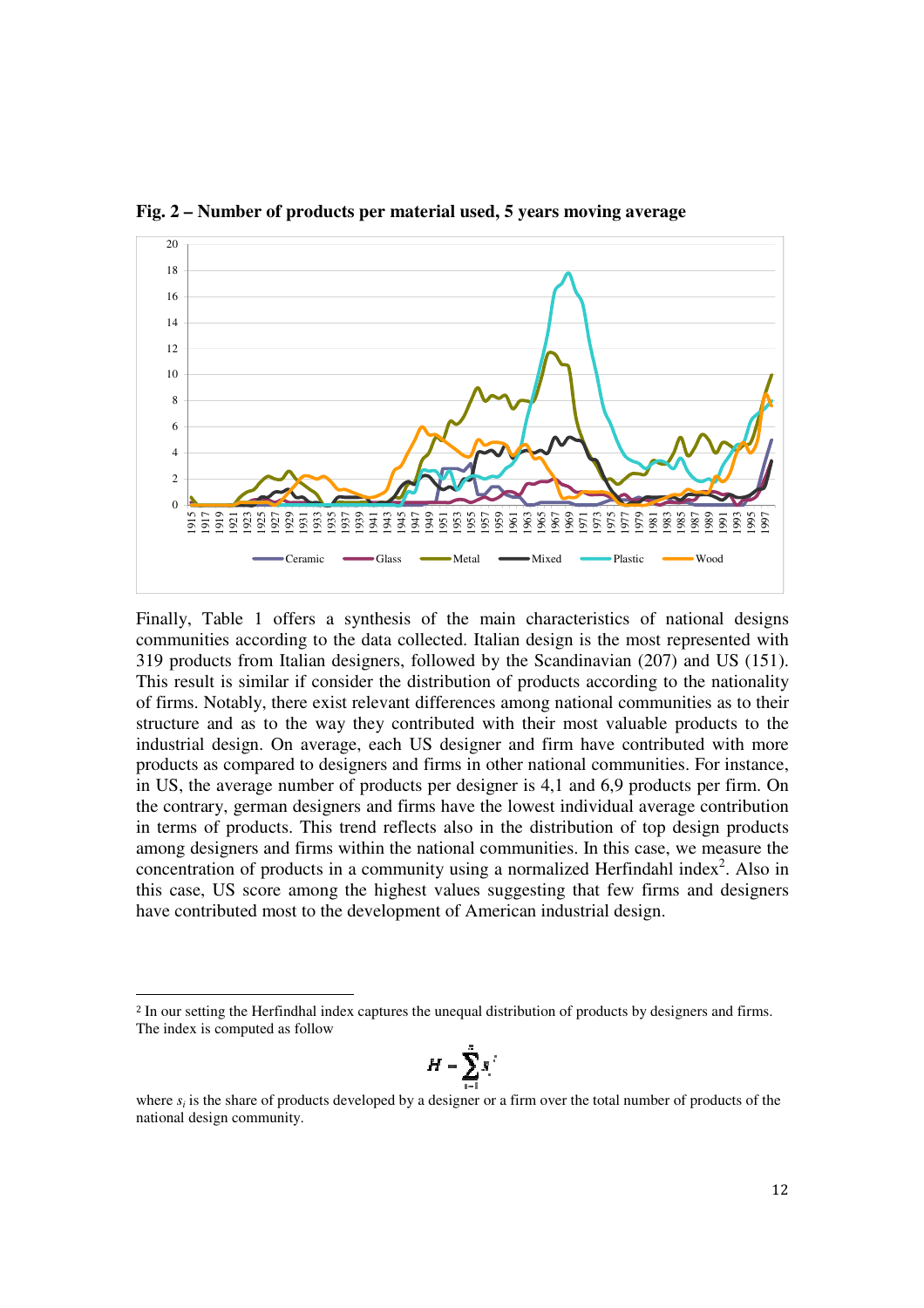**Fig. 2 – Number of products per material used, 5 years moving average**

Finally, Table 1 offers a synthesis of the main characteristics of national designs communities according to the data collected. Italian design is the most represented with 319 products from Italian designers, followed by the Scandinavian (207) and US (151). This result is similar if consider the distribution of products according to the nationality of firms. Notably, there exist relevant differences among national communities as to their structure and as to the way they contributed with their most valuable products to the industrial design. On average, each US designer and firm have contributed with more products as compared to designers and firms in other national communities. For instance, in US, the average number of products per designer is 4,1 and 6,9 products per firm. On the contrary, german designers and firms have the lowest individual average contribution in terms of products. This trend reflects also in the distribution of top design products among designers and firms within the national communities. In this case, we measure the concentration of products in a community using a normalized Herfindahl index[2]. Also in this case, US score among the highest values suggesting that few firms and designers have contributed most to the development of American industrial design.

---

[2] In our setting the Herfindhal index captures the unequal distribution of products by designers and firms. The index is computed as follow

$$H = \sum_{i=1}^{n} s_i^2$$

where $s_i$ is the share of products developed by a designer or a firm over the total number of products of the national design community.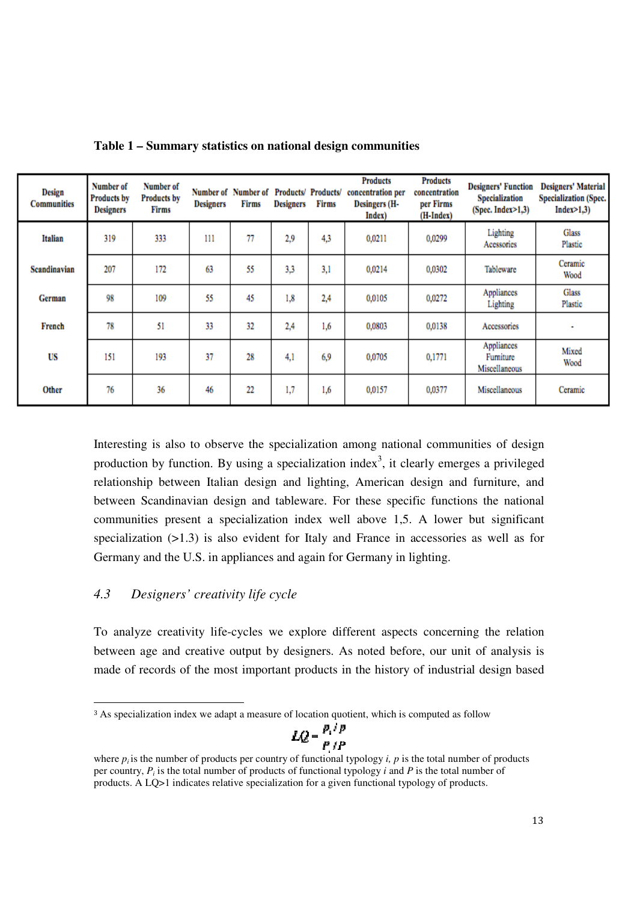**Table 1 – Summary statistics on national design communities**

| Design Communities | Number of Products by Designers | Number of Products by Firms | Number of Designers | Number of Firms | Products/ Designers | Products/ Firms | Products concentration per Desingers (H-Index) | Products concentration per Firms (H-Index) | Designers' Function Specialization (Spec. Index>1,3) | Designers' Material Specialization (Spec. Index>1,3) |
|---|---|---|---|---|---|---|---|---|---|---|
| Italian | 319 | 333 | 111 | 77 | 2,9 | 4,3 | 0,0211 | 0,0299 | Lighting Acessories | Glass Plastic |
| Scandinavian | 207 | 172 | 63 | 55 | 3,3 | 3,1 | 0,0214 | 0,0302 | Tableware | Ceramic Wood |
| German | 98 | 109 | 55 | 45 | 1,8 | 2,4 | 0,0105 | 0,0272 | Appliances Lighting | Glass Plastic |
| French | 78 | 51 | 33 | 32 | 2,4 | 1,6 | 0,0803 | 0,0138 | Accessories | - |
| US | 151 | 193 | 37 | 28 | 4,1 | 6,9 | 0,0705 | 0,1771 | Appliances Furniture Miscellaneous | Mixed Wood |
| Other | 76 | 36 | 46 | 22 | 1,7 | 1,6 | 0,0157 | 0,0377 | Miscellaneous | Ceramic |

Interesting is also to observe the specialization among national communities of design production by function. By using a specialization index[3], it clearly emerges a privileged relationship between Italian design and lighting, American design and furniture, and between Scandinavian design and tableware. For these specific functions the national communities present a specialization index well above 1,5. A lower but significant specialization (>1.3) is also evident for Italy and France in accessories as well as for Germany and the U.S. in appliances and again for Germany in lighting.

## 4.3 *Designers' creativity life cycle*

To analyze creativity life-cycles we explore different aspects concerning the relation between age and creative output by designers. As noted before, our unit of analysis is made of records of the most important products in the history of industrial design based

---

[3] As specialization index we adapt a measure of location quotient, which is computed as follow

$$LQ = \frac{p_i / p}{P_i / P}$$

where $p_i$ is the number of products per country of functional typology $i$, $p$ is the total number of products per country, $P_i$ is the total number of products of functional typology $i$ and $P$ is the total number of products. A LQ>1 indicates relative specialization for a given functional typology of products.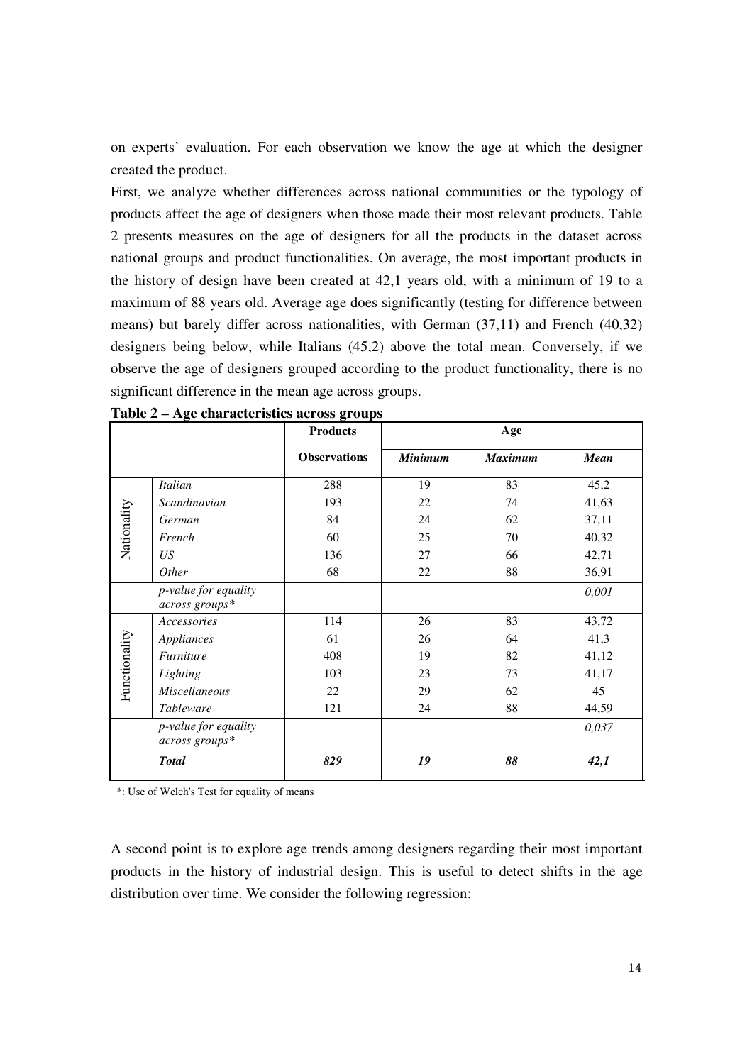on experts' evaluation. For each observation we know the age at which the designer created the product.

First, we analyze whether differences across national communities or the typology of products affect the age of designers when those made their most relevant products. Table 2 presents measures on the age of designers for all the products in the dataset across national groups and product functionalities. On average, the most important products in the history of design have been created at 42,1 years old, with a minimum of 19 to a maximum of 88 years old. Average age does significantly (testing for difference between means) but barely differ across nationalities, with German (37,11) and French (40,32) designers being below, while Italians (45,2) above the total mean. Conversely, if we observe the age of designers grouped according to the product functionality, there is no significant difference in the mean age across groups.

**Table 2 – Age characteristics across groups**

| | | Products | Age | | |
|---|---|---|---|---|---|
| | | **Observations** | ***Minimum*** | ***Maximum*** | ***Mean*** |
| Nationality | *Italian* | 288 | 19 | 83 | 45,2 |
| | *Scandinavian* | 193 | 22 | 74 | 41,63 |
| | *German* | 84 | 24 | 62 | 37,11 |
| | *French* | 60 | 25 | 70 | 40,32 |
| | *US* | 136 | 27 | 66 | 42,71 |
| | *Other* | 68 | 22 | 88 | 36,91 |
| | *p-value for equality across groups** | | | | *0,001* |
| Functionality | *Accessories* | 114 | 26 | 83 | 43,72 |
| | *Appliances* | 61 | 26 | 64 | 41,3 |
| | *Furniture* | 408 | 19 | 82 | 41,12 |
| | *Lighting* | 103 | 23 | 73 | 41,17 |
| | *Miscellaneous* | 22 | 29 | 62 | 45 |
| | *Tableware* | 121 | 24 | 88 | 44,59 |
| | *p-value for equality across groups** | | | | *0,037* |
| | ***Total*** | ***829*** | ***19*** | ***88*** | ***42,1*** |

*: Use of Welch's Test for equality of means

A second point is to explore age trends among designers regarding their most important products in the history of industrial design. This is useful to detect shifts in the age distribution over time. We consider the following regression: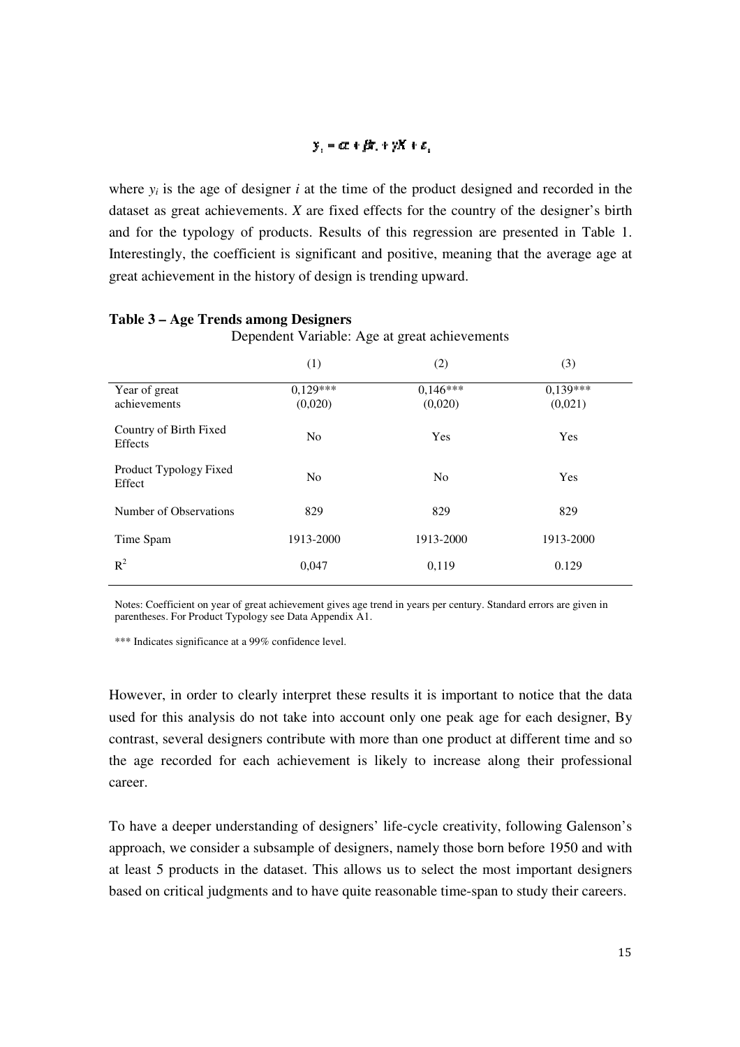$$y_i = \alpha + \beta t_i + \gamma X + \varepsilon_i$$

where $y_i$ is the age of designer $i$ at the time of the product designed and recorded in the dataset as great achievements. $X$ are fixed effects for the country of the designer's birth and for the typology of products. Results of this regression are presented in Table 1. Interestingly, the coefficient is significant and positive, meaning that the average age at great achievement in the history of design is trending upward.

**Table 3 – Age Trends among Designers**

Dependent Variable: Age at great achievements

| | (1) | (2) | (3) |
|---|---|---|---|
| Year of great achievements | 0,129***<br>(0,020) | 0,146***<br>(0,020) | 0,139***<br>(0,021) |
| Country of Birth Fixed Effects | No | Yes | Yes |
| Product Typology Fixed Effect | No | No | Yes |
| Number of Observations | 829 | 829 | 829 |
| Time Spam | 1913-2000 | 1913-2000 | 1913-2000 |
| $R^2$ | 0,047 | 0,119 | 0.129 |

Notes: Coefficient on year of great achievement gives age trend in years per century. Standard errors are given in parentheses. For Product Typology see Data Appendix A1.

*** Indicates significance at a 99% confidence level.

However, in order to clearly interpret these results it is important to notice that the data used for this analysis do not take into account only one peak age for each designer, By contrast, several designers contribute with more than one product at different time and so the age recorded for each achievement is likely to increase along their professional career.

To have a deeper understanding of designers' life-cycle creativity, following Galenson's approach, we consider a subsample of designers, namely those born before 1950 and with at least 5 products in the dataset. This allows us to select the most important designers based on critical judgments and to have quite reasonable time-span to study their careers.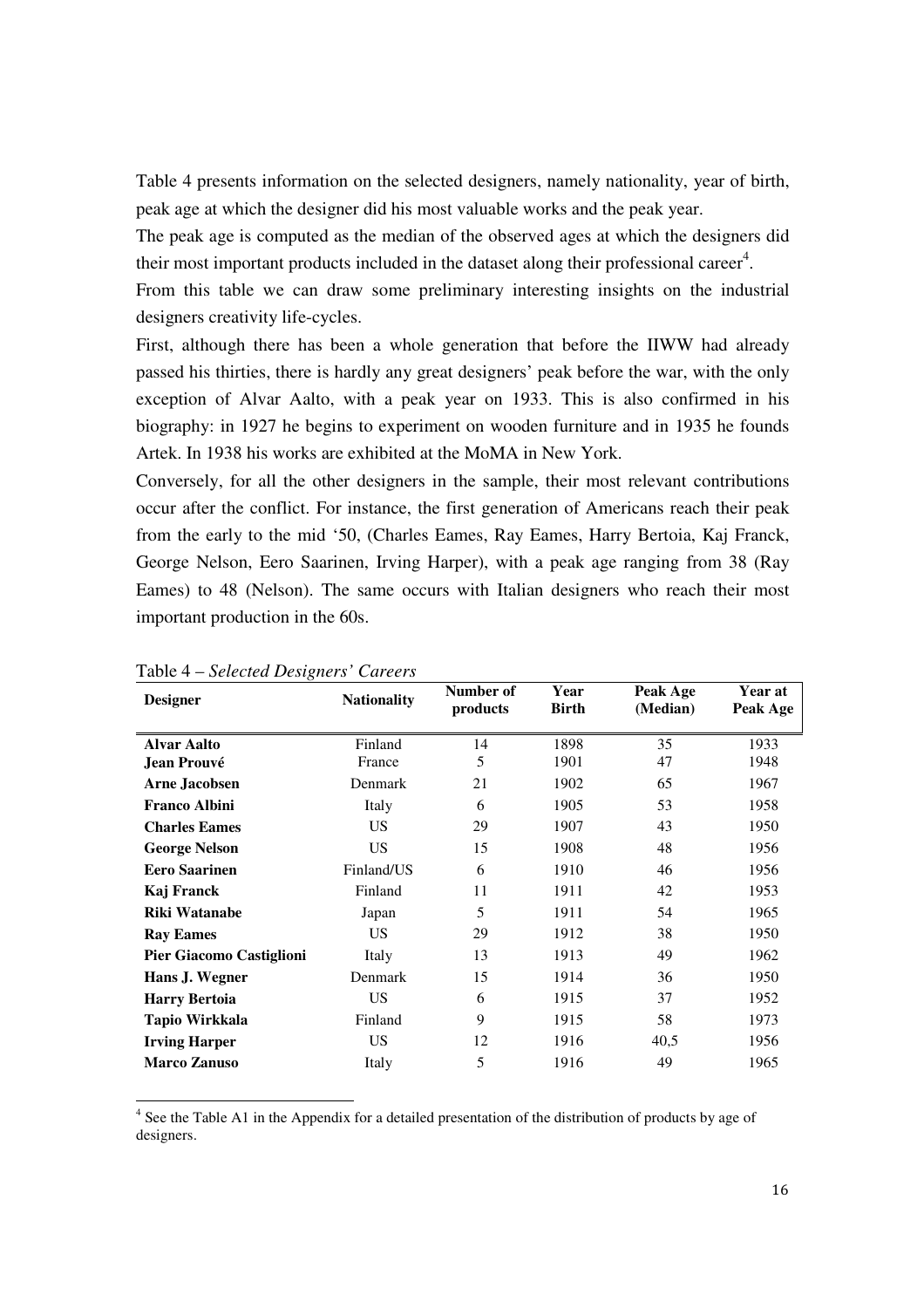Table 4 presents information on the selected designers, namely nationality, year of birth, peak age at which the designer did his most valuable works and the peak year.

The peak age is computed as the median of the observed ages at which the designers did their most important products included in the dataset along their professional career[4].

From this table we can draw some preliminary interesting insights on the industrial designers creativity life-cycles.

First, although there has been a whole generation that before the IIWW had already passed his thirties, there is hardly any great designers' peak before the war, with the only exception of Alvar Aalto, with a peak year on 1933. This is also confirmed in his biography: in 1927 he begins to experiment on wooden furniture and in 1935 he founds Artek. In 1938 his works are exhibited at the MoMA in New York.

Conversely, for all the other designers in the sample, their most relevant contributions occur after the conflict. For instance, the first generation of Americans reach their peak from the early to the mid '50, (Charles Eames, Ray Eames, Harry Bertoia, Kaj Franck, George Nelson, Eero Saarinen, Irving Harper), with a peak age ranging from 38 (Ray Eames) to 48 (Nelson). The same occurs with Italian designers who reach their most important production in the 60s.

Table 4 – *Selected Designers' Careers*

| Designer | Nationality | Number of products | Year Birth | Peak Age (Median) | Year at Peak Age |
|---|---|---|---|---|---|
| **Alvar Aalto** | Finland | 14 | 1898 | 35 | 1933 |
| **Jean Prouvé** | France | 5 | 1901 | 47 | 1948 |
| **Arne Jacobsen** | Denmark | 21 | 1902 | 65 | 1967 |
| **Franco Albini** | Italy | 6 | 1905 | 53 | 1958 |
| **Charles Eames** | US | 29 | 1907 | 43 | 1950 |
| **George Nelson** | US | 15 | 1908 | 48 | 1956 |
| **Eero Saarinen** | Finland/US | 6 | 1910 | 46 | 1956 |
| **Kaj Franck** | Finland | 11 | 1911 | 42 | 1953 |
| **Riki Watanabe** | Japan | 5 | 1911 | 54 | 1965 |
| **Ray Eames** | US | 29 | 1912 | 38 | 1950 |
| **Pier Giacomo Castiglioni** | Italy | 13 | 1913 | 49 | 1962 |
| **Hans J. Wegner** | Denmark | 15 | 1914 | 36 | 1950 |
| **Harry Bertoia** | US | 6 | 1915 | 37 | 1952 |
| **Tapio Wirkkala** | Finland | 9 | 1915 | 58 | 1973 |
| **Irving Harper** | US | 12 | 1916 | 40,5 | 1956 |
| **Marco Zanuso** | Italy | 5 | 1916 | 49 | 1965 |

[4] See the Table A1 in the Appendix for a detailed presentation of the distribution of products by age of designers.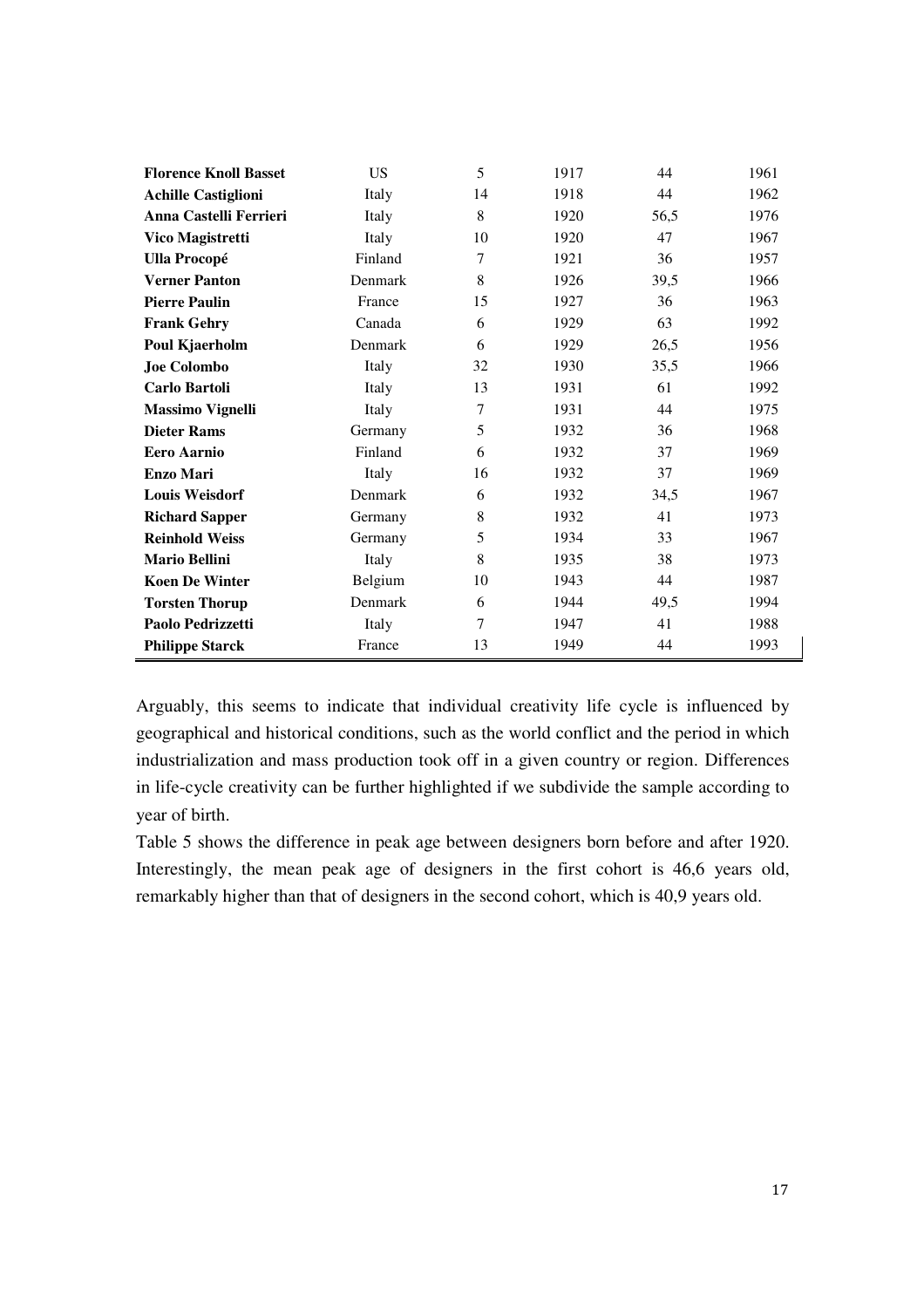| | | | | | |
|---|---|---|---|---|---|
| **Florence Knoll Basset** | US | 5 | 1917 | 44 | 1961 |
| **Achille Castiglioni** | Italy | 14 | 1918 | 44 | 1962 |
| **Anna Castelli Ferrieri** | Italy | 8 | 1920 | 56,5 | 1976 |
| **Vico Magistretti** | Italy | 10 | 1920 | 47 | 1967 |
| **Ulla Procopé** | Finland | 7 | 1921 | 36 | 1957 |
| **Verner Panton** | Denmark | 8 | 1926 | 39,5 | 1966 |
| **Pierre Paulin** | France | 15 | 1927 | 36 | 1963 |
| **Frank Gehry** | Canada | 6 | 1929 | 63 | 1992 |
| **Poul Kjaerholm** | Denmark | 6 | 1929 | 26,5 | 1956 |
| **Joe Colombo** | Italy | 32 | 1930 | 35,5 | 1966 |
| **Carlo Bartoli** | Italy | 13 | 1931 | 61 | 1992 |
| **Massimo Vignelli** | Italy | 7 | 1931 | 44 | 1975 |
| **Dieter Rams** | Germany | 5 | 1932 | 36 | 1968 |
| **Eero Aarnio** | Finland | 6 | 1932 | 37 | 1969 |
| **Enzo Mari** | Italy | 16 | 1932 | 37 | 1969 |
| **Louis Weisdorf** | Denmark | 6 | 1932 | 34,5 | 1967 |
| **Richard Sapper** | Germany | 8 | 1932 | 41 | 1973 |
| **Reinhold Weiss** | Germany | 5 | 1934 | 33 | 1967 |
| **Mario Bellini** | Italy | 8 | 1935 | 38 | 1973 |
| **Koen De Winter** | Belgium | 10 | 1943 | 44 | 1987 |
| **Torsten Thorup** | Denmark | 6 | 1944 | 49,5 | 1994 |
| **Paolo Pedrizzetti** | Italy | 7 | 1947 | 41 | 1988 |
| **Philippe Starck** | France | 13 | 1949 | 44 | 1993 |

Arguably, this seems to indicate that individual creativity life cycle is influenced by geographical and historical conditions, such as the world conflict and the period in which industrialization and mass production took off in a given country or region. Differences in life-cycle creativity can be further highlighted if we subdivide the sample according to year of birth.

Table 5 shows the difference in peak age between designers born before and after 1920. Interestingly, the mean peak age of designers in the first cohort is 46,6 years old, remarkably higher than that of designers in the second cohort, which is 40,9 years old.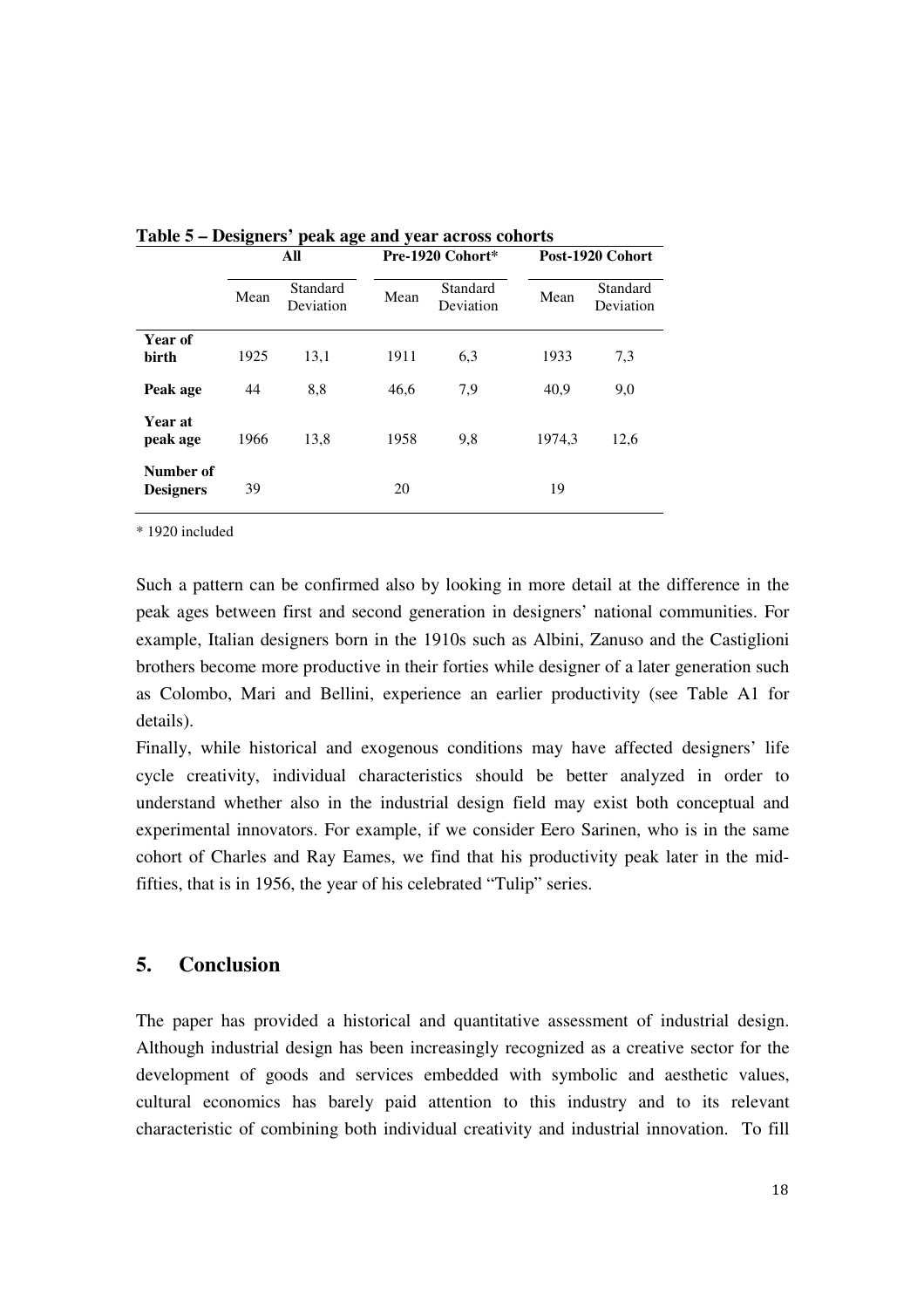**Table 5 – Designers' peak age and year across cohorts**

| | All | | Pre-1920 Cohort* | | Post-1920 Cohort | |
|---|---|---|---|---|---|---|
| | Mean | Standard Deviation | Mean | Standard Deviation | Mean | Standard Deviation |
| **Year of birth** | 1925 | 13,1 | 1911 | 6,3 | 1933 | 7,3 |
| **Peak age** | 44 | 8,8 | 46,6 | 7,9 | 40,9 | 9,0 |
| **Year at peak age** | 1966 | 13,8 | 1958 | 9,8 | 1974,3 | 12,6 |
| **Number of Designers** | 39 | | 20 | | 19 | |

\* 1920 included

Such a pattern can be confirmed also by looking in more detail at the difference in the peak ages between first and second generation in designers' national communities. For example, Italian designers born in the 1910s such as Albini, Zanuso and the Castiglioni brothers become more productive in their forties while designer of a later generation such as Colombo, Mari and Bellini, experience an earlier productivity (see Table A1 for details).

Finally, while historical and exogenous conditions may have affected designers' life cycle creativity, individual characteristics should be better analyzed in order to understand whether also in the industrial design field may exist both conceptual and experimental innovators. For example, if we consider Eero Sarinen, who is in the same cohort of Charles and Ray Eames, we find that his productivity peak later in the mid-fifties, that is in 1956, the year of his celebrated "Tulip" series.

## 5. Conclusion

The paper has provided a historical and quantitative assessment of industrial design. Although industrial design has been increasingly recognized as a creative sector for the development of goods and services embedded with symbolic and aesthetic values, cultural economics has barely paid attention to this industry and to its relevant characteristic of combining both individual creativity and industrial innovation. To fill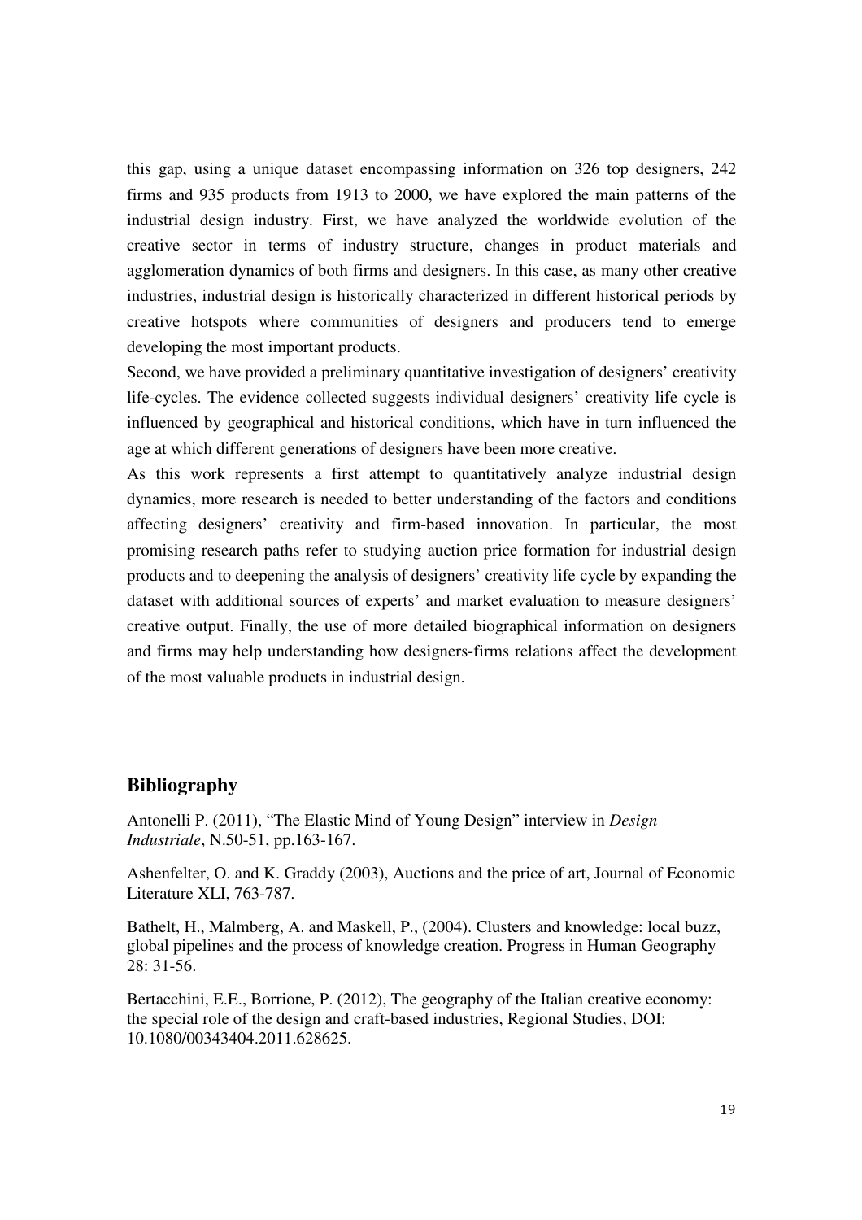this gap, using a unique dataset encompassing information on 326 top designers, 242 firms and 935 products from 1913 to 2000, we have explored the main patterns of the industrial design industry. First, we have analyzed the worldwide evolution of the creative sector in terms of industry structure, changes in product materials and agglomeration dynamics of both firms and designers. In this case, as many other creative industries, industrial design is historically characterized in different historical periods by creative hotspots where communities of designers and producers tend to emerge developing the most important products.

Second, we have provided a preliminary quantitative investigation of designers' creativity life-cycles. The evidence collected suggests individual designers' creativity life cycle is influenced by geographical and historical conditions, which have in turn influenced the age at which different generations of designers have been more creative.

As this work represents a first attempt to quantitatively analyze industrial design dynamics, more research is needed to better understanding of the factors and conditions affecting designers' creativity and firm-based innovation. In particular, the most promising research paths refer to studying auction price formation for industrial design products and to deepening the analysis of designers' creativity life cycle by expanding the dataset with additional sources of experts' and market evaluation to measure designers' creative output. Finally, the use of more detailed biographical information on designers and firms may help understanding how designers-firms relations affect the development of the most valuable products in industrial design.

## Bibliography

Antonelli P. (2011), "The Elastic Mind of Young Design" interview in *Design Industriale*, N.50-51, pp.163-167.

Ashenfelter, O. and K. Graddy (2003), Auctions and the price of art, Journal of Economic Literature XLI, 763-787.

Bathelt, H., Malmberg, A. and Maskell, P., (2004). Clusters and knowledge: local buzz, global pipelines and the process of knowledge creation. Progress in Human Geography 28: 31-56.

Bertacchini, E.E., Borrione, P. (2012), The geography of the Italian creative economy: the special role of the design and craft-based industries, Regional Studies, DOI: 10.1080/00343404.2011.628625.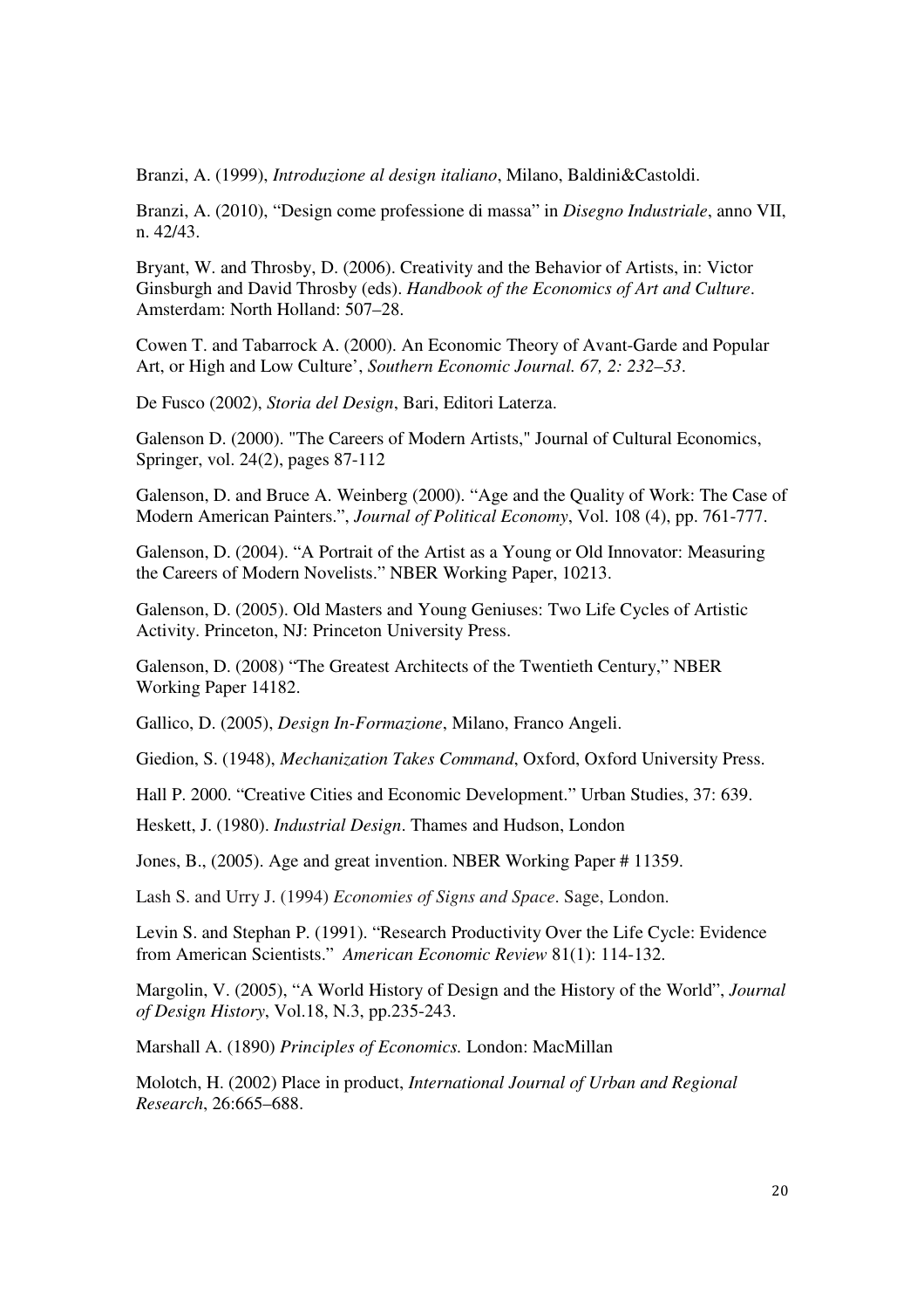Branzi, A. (1999), *Introduzione al design italiano*, Milano, Baldini&Castoldi.

Branzi, A. (2010), "Design come professione di massa" in *Disegno Industriale*, anno VII, n. 42/43.

Bryant, W. and Throsby, D. (2006). Creativity and the Behavior of Artists, in: Victor Ginsburgh and David Throsby (eds). *Handbook of the Economics of Art and Culture*. Amsterdam: North Holland: 507–28.

Cowen T. and Tabarrock A. (2000). An Economic Theory of Avant-Garde and Popular Art, or High and Low Culture', *Southern Economic Journal. 67, 2: 232–53*.

De Fusco (2002), *Storia del Design*, Bari, Editori Laterza.

Galenson D. (2000). "The Careers of Modern Artists," Journal of Cultural Economics, Springer, vol. 24(2), pages 87-112

Galenson, D. and Bruce A. Weinberg (2000). "Age and the Quality of Work: The Case of Modern American Painters.", *Journal of Political Economy*, Vol. 108 (4), pp. 761-777.

Galenson, D. (2004). "A Portrait of the Artist as a Young or Old Innovator: Measuring the Careers of Modern Novelists." NBER Working Paper, 10213.

Galenson, D. (2005). Old Masters and Young Geniuses: Two Life Cycles of Artistic Activity. Princeton, NJ: Princeton University Press.

Galenson, D. (2008) "The Greatest Architects of the Twentieth Century," NBER Working Paper 14182.

Gallico, D. (2005), *Design In-Formazione*, Milano, Franco Angeli.

Giedion, S. (1948), *Mechanization Takes Command*, Oxford, Oxford University Press.

Hall P. 2000. "Creative Cities and Economic Development." Urban Studies, 37: 639.

Heskett, J. (1980). *Industrial Design*. Thames and Hudson, London

Jones, B., (2005). Age and great invention. NBER Working Paper # 11359.

Lash S. and Urry J. (1994) *Economies of Signs and Space*. Sage, London.

Levin S. and Stephan P. (1991). "Research Productivity Over the Life Cycle: Evidence from American Scientists." *American Economic Review* 81(1): 114-132.

Margolin, V. (2005), "A World History of Design and the History of the World", *Journal of Design History*, Vol.18, N.3, pp.235-243.

Marshall A. (1890) *Principles of Economics.* London: MacMillan

Molotch, H. (2002) Place in product, *International Journal of Urban and Regional Research*, 26:665–688.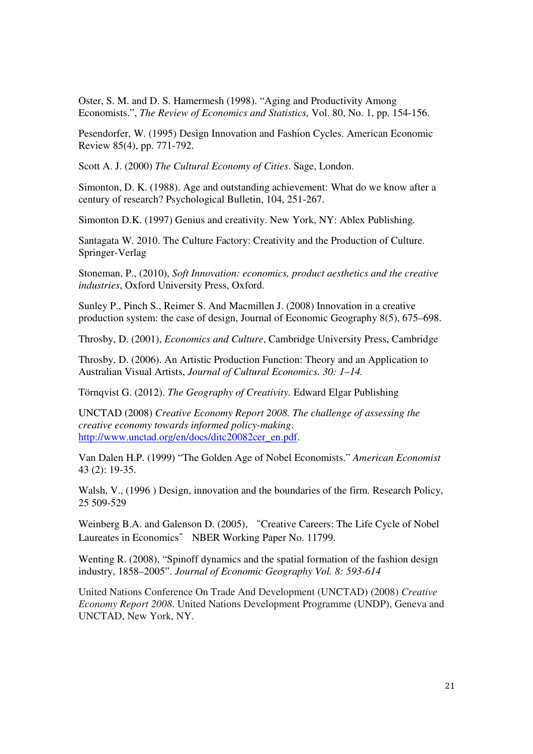Oster, S. M. and D. S. Hamermesh (1998). "Aging and Productivity Among Economists.", *The Review of Economics and Statistics,* Vol. 80, No. 1, pp. 154-156.

Pesendorfer, W. (1995) Design Innovation and Fashion Cycles. American Economic Review 85(4), pp. 771-792.

Scott A. J. (2000) *The Cultural Economy of Cities*. Sage, London.

Simonton, D. K. (1988). Age and outstanding achievement: What do we know after a century of research? Psychological Bulletin, 104, 251-267.

Simonton D.K. (1997) Genius and creativity. New York, NY: Ablex Publishing.

Santagata W. 2010. The Culture Factory: Creativity and the Production of Culture. Springer-Verlag

Stoneman, P., (2010), *Soft Innovation: economics, product aesthetics and the creative industries*, Oxford University Press, Oxford.

Sunley P., Pinch S., Reimer S. And Macmillen J. (2008) Innovation in a creative production system: the case of design, Journal of Economic Geography 8(5), 675–698.

Throsby, D. (2001), *Economics and Culture*, Cambridge University Press, Cambridge

Throsby, D. (2006). An Artistic Production Function: Theory and an Application to Australian Visual Artists, *Journal of Cultural Economics. 30: 1–14.*

Törnqvist G. (2012). *The Geography of Creativity.* Edward Elgar Publishing

UNCTAD (2008) *Creative Economy Report 2008. The challenge of assessing the creative economy towards informed policy-making*. http://www.unctad.org/en/docs/ditc20082cer_en.pdf.

Van Dalen H.P. (1999) "The Golden Age of Nobel Economists." *American Economist* 43 (2): 19-35.

Walsh, V., (1996 ) Design, innovation and the boundaries of the firm. Research Policy, 25 509-529

Weinberg B.A. and Galenson D. (2005), "Creative Careers: The Life Cycle of Nobel Laureates in Economics" NBER Working Paper No. 11799.

Wenting R. (2008), "Spinoff dynamics and the spatial formation of the fashion design industry, 1858–2005". *Journal of Economic Geography Vol. 8: 593-614*

United Nations Conference On Trade And Development (UNCTAD) (2008) *Creative Economy Report 2008*. United Nations Development Programme (UNDP), Geneva and UNCTAD, New York, NY.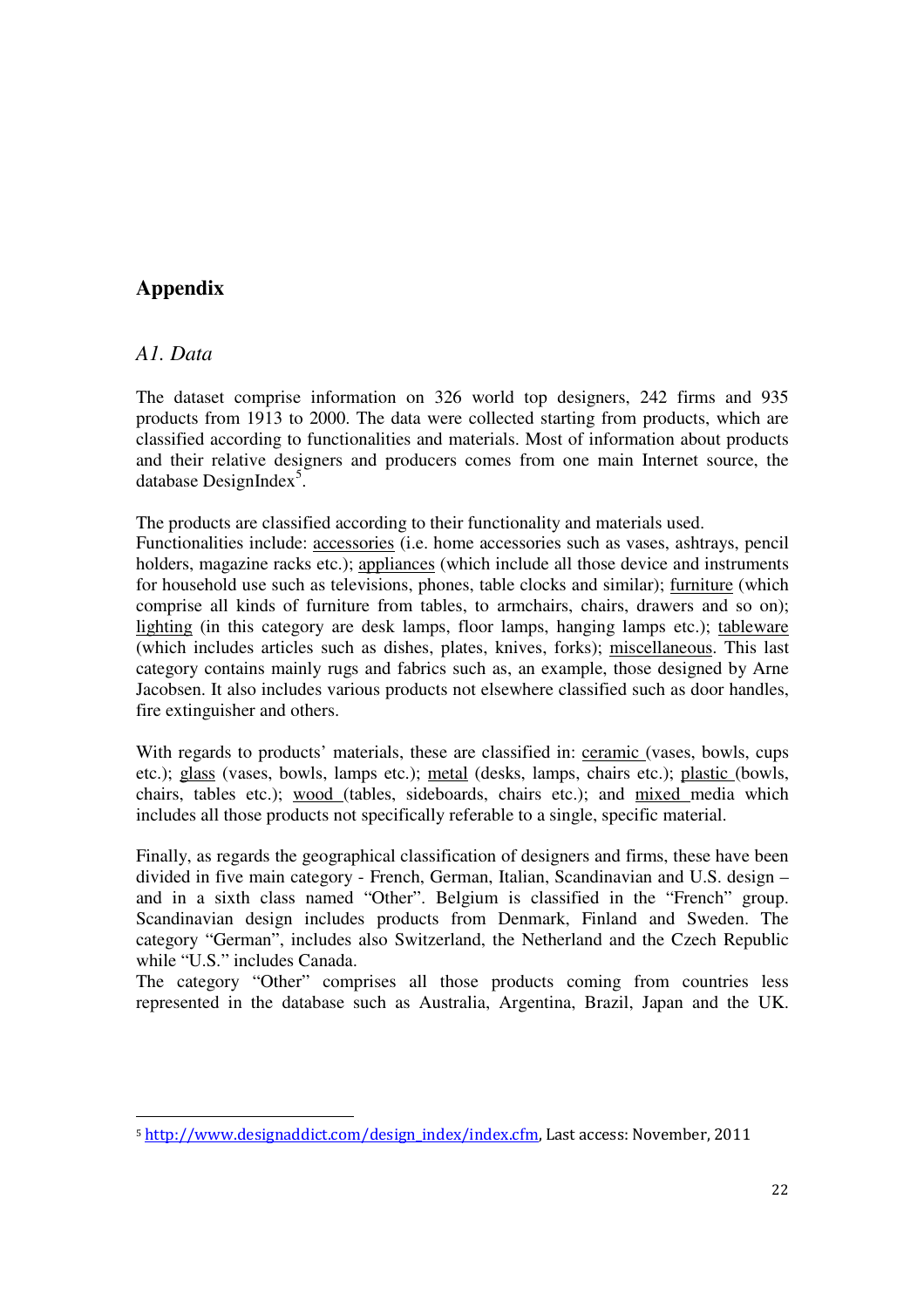# Appendix

## *A1. Data*

The dataset comprise information on 326 world top designers, 242 firms and 935 products from 1913 to 2000. The data were collected starting from products, which are classified according to functionalities and materials. Most of information about products and their relative designers and producers comes from one main Internet source, the database DesignIndex[5].

The products are classified according to their functionality and materials used.
Functionalities include: accessories (i.e. home accessories such as vases, ashtrays, pencil holders, magazine racks etc.); appliances (which include all those device and instruments for household use such as televisions, phones, table clocks and similar); furniture (which comprise all kinds of furniture from tables, to armchairs, chairs, drawers and so on); lighting (in this category are desk lamps, floor lamps, hanging lamps etc.); tableware (which includes articles such as dishes, plates, knives, forks); miscellaneous. This last category contains mainly rugs and fabrics such as, an example, those designed by Arne Jacobsen. It also includes various products not elsewhere classified such as door handles, fire extinguisher and others.

With regards to products' materials, these are classified in: ceramic (vases, bowls, cups etc.); glass (vases, bowls, lamps etc.); metal (desks, lamps, chairs etc.); plastic (bowls, chairs, tables etc.); wood (tables, sideboards, chairs etc.); and mixed media which includes all those products not specifically referable to a single, specific material.

Finally, as regards the geographical classification of designers and firms, these have been divided in five main category - French, German, Italian, Scandinavian and U.S. design – and in a sixth class named "Other". Belgium is classified in the "French" group. Scandinavian design includes products from Denmark, Finland and Sweden. The category "German", includes also Switzerland, the Netherland and the Czech Republic while "U.S." includes Canada.
The category "Other" comprises all those products coming from countries less represented in the database such as Australia, Argentina, Brazil, Japan and the UK.

[5] http://www.designaddict.com/design_index/index.cfm, Last access: November, 2011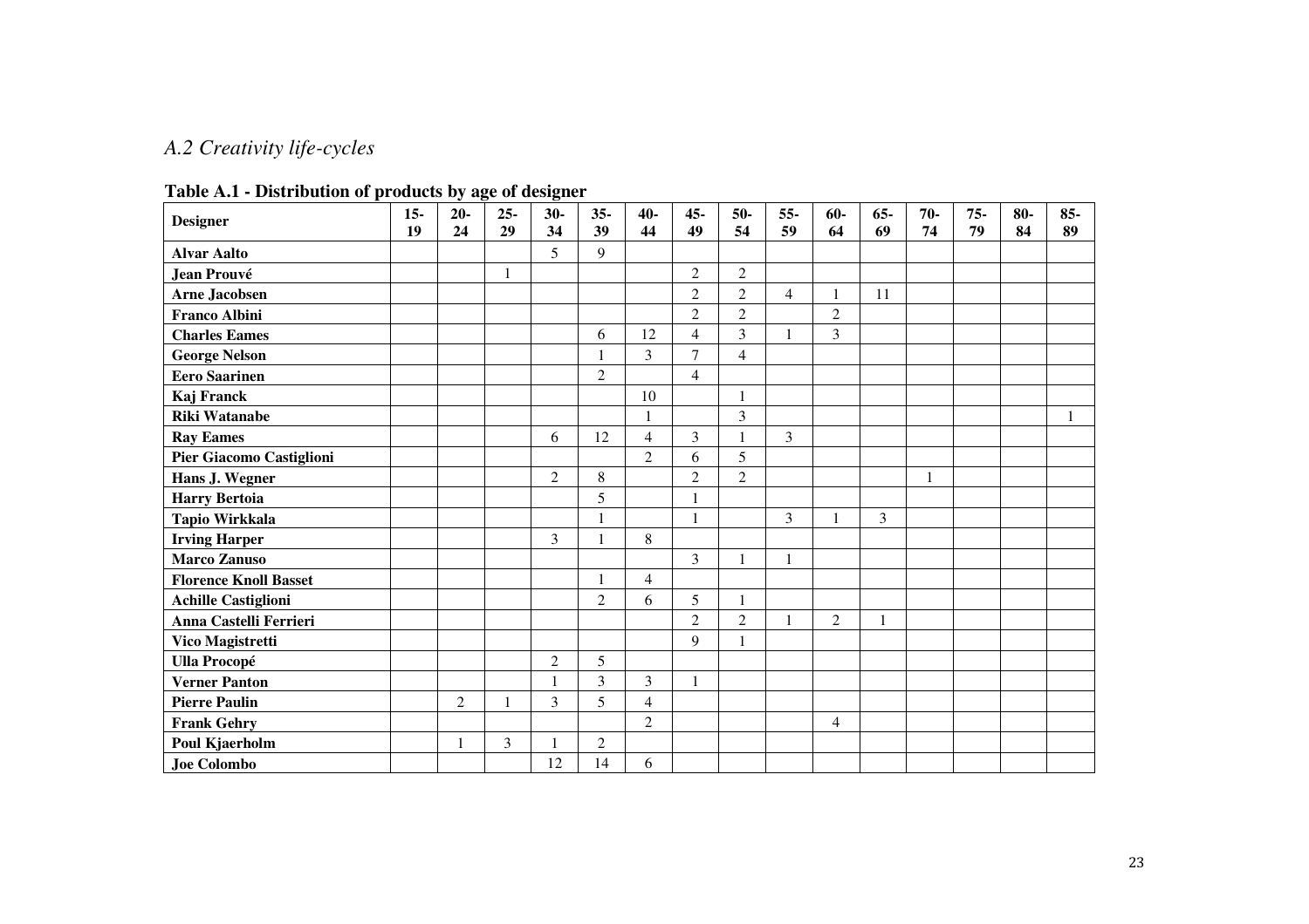## *A.2 Creativity life-cycles*

**Table A.1 - Distribution of products by age of designer**

| Designer | 15-19 | 20-24 | 25-29 | 30-34 | 35-39 | 40-44 | 45-49 | 50-54 | 55-59 | 60-64 | 65-69 | 70-74 | 75-79 | 80-84 | 85-89 |
|---|---|---|---|---|---|---|---|---|---|---|---|---|---|---|---|
| **Alvar Aalto** | | | | 5 | 9 | | | | | | | | | | |
| **Jean Prouvé** | | | 1 | | | | 2 | 2 | | | | | | | |
| **Arne Jacobsen** | | | | | | | 2 | 2 | 4 | 1 | 11 | | | | |
| **Franco Albini** | | | | | | | 2 | 2 | | 2 | | | | | |
| **Charles Eames** | | | | | 6 | 12 | 4 | 3 | 1 | 3 | | | | | |
| **George Nelson** | | | | | 1 | 3 | 7 | 4 | | | | | | | |
| **Eero Saarinen** | | | | | 2 | | 4 | | | | | | | | |
| **Kaj Franck** | | | | | | 10 | | 1 | | | | | | | |
| **Riki Watanabe** | | | | | | 1 | | 3 | | | | | | | 1 |
| **Ray Eames** | | | | 6 | 12 | 4 | 3 | 1 | 3 | | | | | | |
| **Pier Giacomo Castiglioni** | | | | | | 2 | 6 | 5 | | | | | | | |
| **Hans J. Wegner** | | | | 2 | 8 | | 2 | 2 | | | | 1 | | | |
| **Harry Bertoia** | | | | | 5 | | 1 | | | | | | | | |
| **Tapio Wirkkala** | | | | | 1 | | 1 | | 3 | 1 | 3 | | | | |
| **Irving Harper** | | | | 3 | 1 | 8 | | | | | | | | | |
| **Marco Zanuso** | | | | | | | 3 | 1 | 1 | | | | | | |
| **Florence Knoll Basset** | | | | | 1 | 4 | | | | | | | | | |
| **Achille Castiglioni** | | | | | 2 | 6 | 5 | 1 | | | | | | | |
| **Anna Castelli Ferrieri** | | | | | | | 2 | 2 | 1 | 2 | 1 | | | | |
| **Vico Magistretti** | | | | | | | 9 | 1 | | | | | | | |
| **Ulla Procopé** | | | | 2 | 5 | | | | | | | | | | |
| **Verner Panton** | | | | 1 | 3 | 3 | 1 | | | | | | | | |
| **Pierre Paulin** | | 2 | 1 | 3 | 5 | 4 | | | | | | | | | |
| **Frank Gehry** | | | | | | 2 | | | | 4 | | | | | |
| **Poul Kjaerholm** | | 1 | 3 | 1 | 2 | | | | | | | | | | |
| **Joe Colombo** | | | | 12 | 14 | 6 | | | | | | | | | |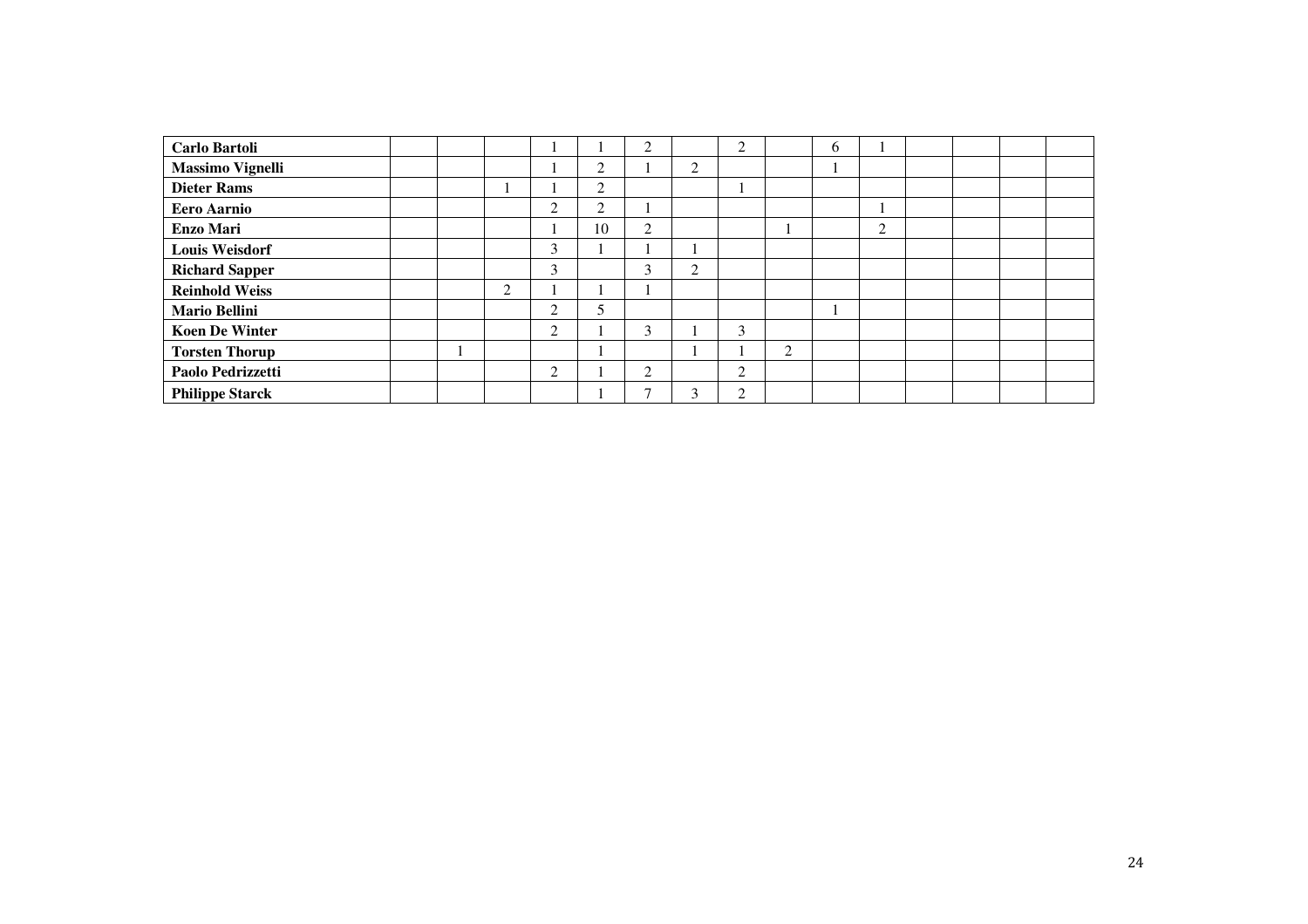| | | | | | | | | | | | | | | | |
|---|---|---|---|---|---|---|---|---|---|---|---|---|---|---|---|
| **Carlo Bartoli** | | | | 1 | 1 | 2 | | 2 | | 6 | 1 | | | | |
| **Massimo Vignelli** | | | | 1 | 2 | 1 | 2 | | | 1 | | | | | |
| **Dieter Rams** | | | 1 | 1 | 2 | | | 1 | | | | | | | |
| **Eero Aarnio** | | | | 2 | 2 | 1 | | | | | 1 | | | | |
| **Enzo Mari** | | | | 1 | 10 | 2 | | | 1 | | 2 | | | | |
| **Louis Weisdorf** | | | | 3 | 1 | 1 | 1 | | | | | | | | |
| **Richard Sapper** | | | | 3 | | 3 | 2 | | | | | | | | |
| **Reinhold Weiss** | | | 2 | 1 | 1 | 1 | | | | | | | | | |
| **Mario Bellini** | | | | 2 | 5 | | | | | 1 | | | | | |
| **Koen De Winter** | | | | 2 | 1 | 3 | 1 | 3 | | | | | | | |
| **Torsten Thorup** | | 1 | | | 1 | | 1 | 1 | 2 | | | | | | |
| **Paolo Pedrizzetti** | | | | 2 | 1 | 2 | | 2 | | | | | | | |
| **Philippe Starck** | | | | | 1 | 7 | 3 | 2 | | | | | | | |